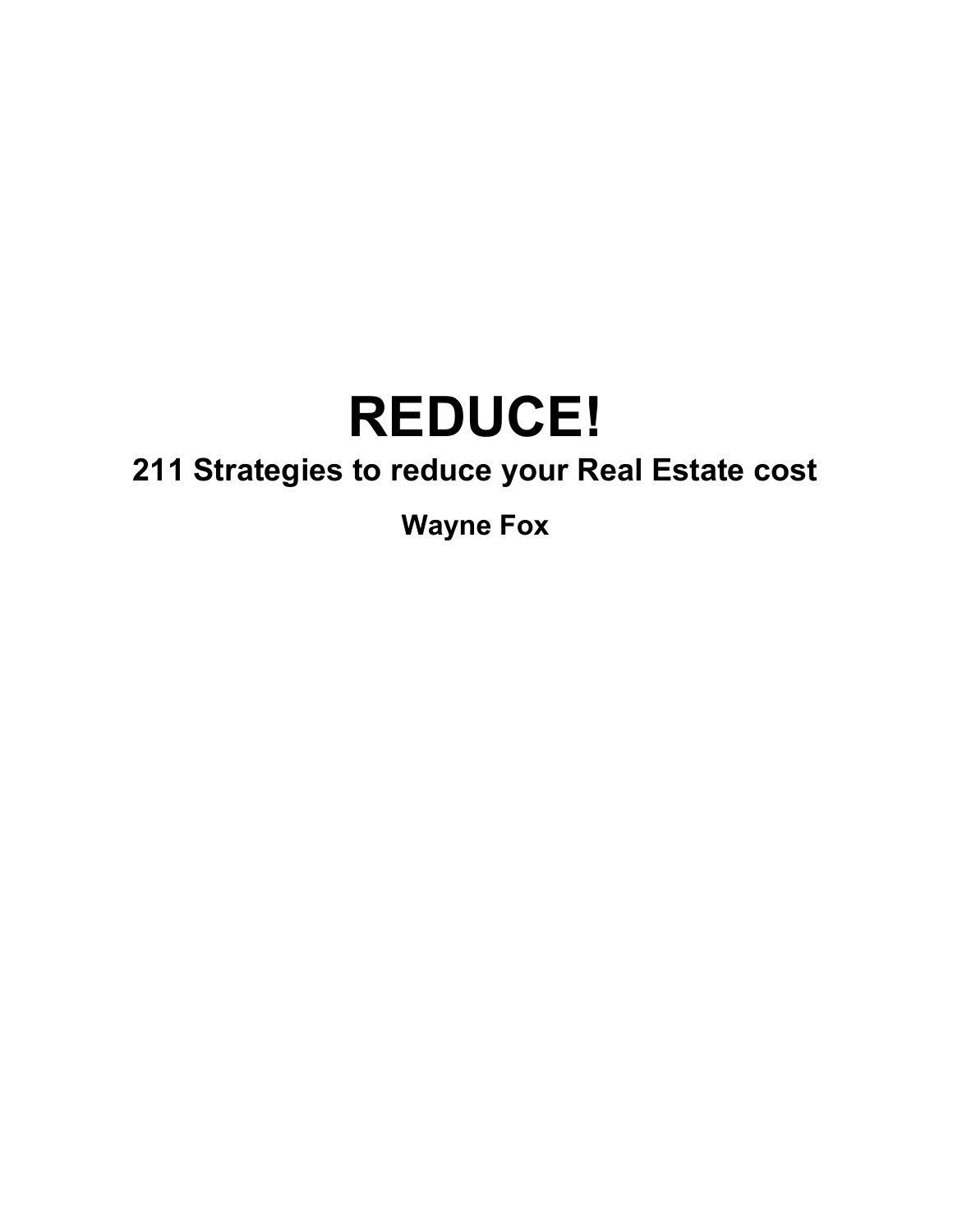# REDUCE!

## 211 Strategies to reduce your Real Estate cost

**Wayne Fox**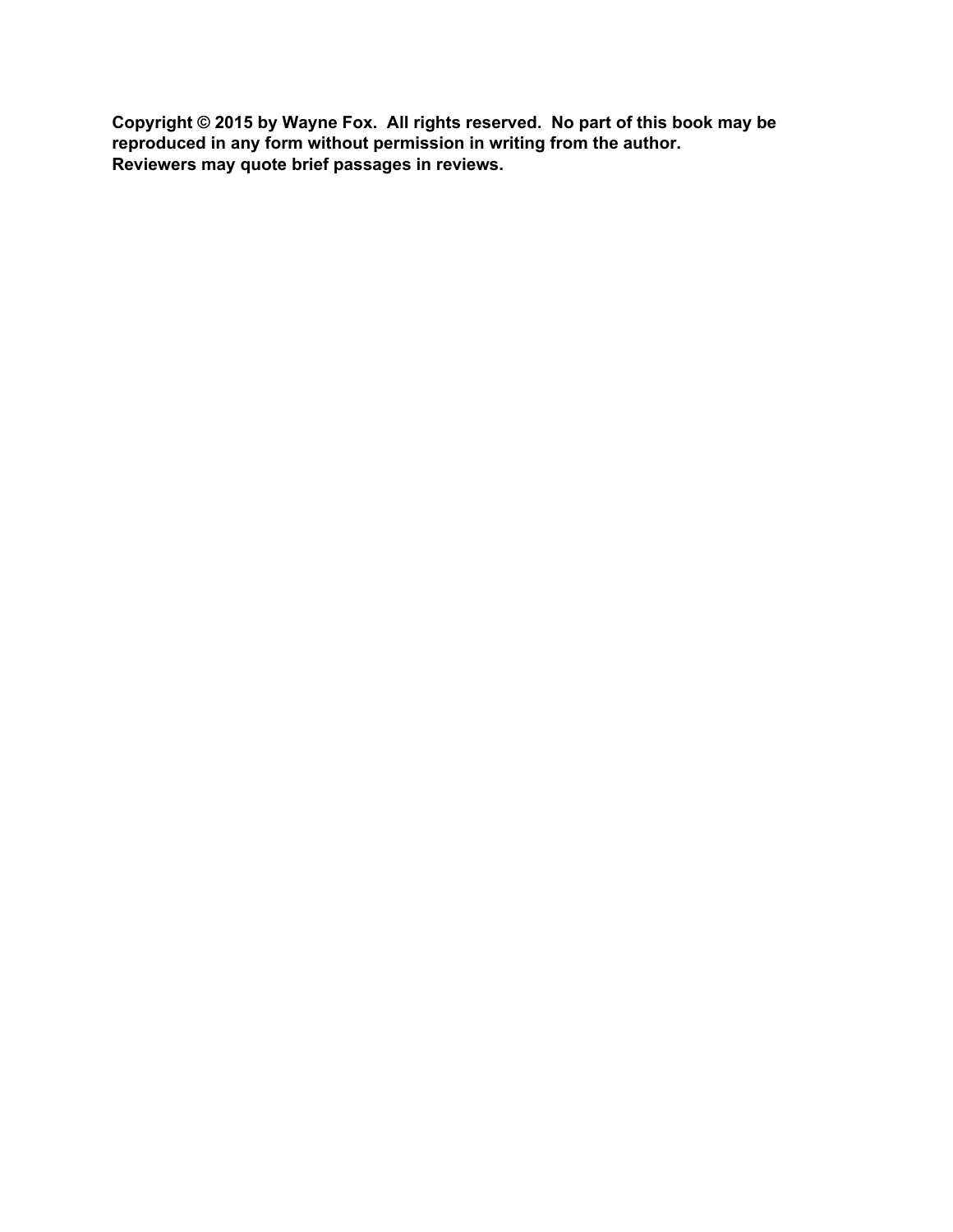**Copyright © 2015 by Wayne Fox. All rights reserved. No part of this book may be reproduced in any form without permission in writing from the author. Reviewers may quote brief passages in reviews.**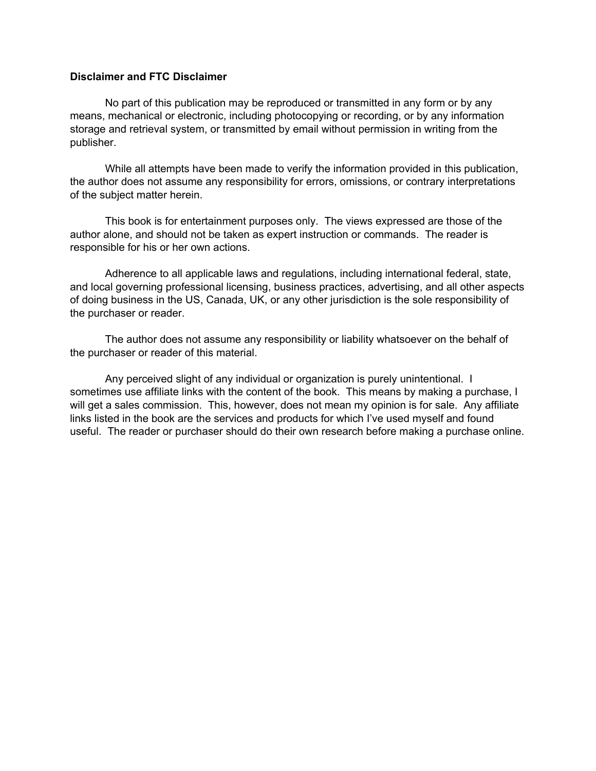**Disclaimer and FTC Disclaimer**

No part of this publication may be reproduced or transmitted in any form or by any means, mechanical or electronic, including photocopying or recording, or by any information storage and retrieval system, or transmitted by email without permission in writing from the publisher.

While all attempts have been made to verify the information provided in this publication, the author does not assume any responsibility for errors, omissions, or contrary interpretations of the subject matter herein.

This book is for entertainment purposes only.  The views expressed are those of the author alone, and should not be taken as expert instruction or commands.  The reader is responsible for his or her own actions.

Adherence to all applicable laws and regulations, including international federal, state, and local governing professional licensing, business practices, advertising, and all other aspects of doing business in the US, Canada, UK, or any other jurisdiction is the sole responsibility of the purchaser or reader.

The author does not assume any responsibility or liability whatsoever on the behalf of the purchaser or reader of this material.

Any perceived slight of any individual or organization is purely unintentional.  I sometimes use affiliate links with the content of the book.  This means by making a purchase, I will get a sales commission.  This, however, does not mean my opinion is for sale.  Any affiliate links listed in the book are the services and products for which I've used myself and found useful.  The reader or purchaser should do their own research before making a purchase online.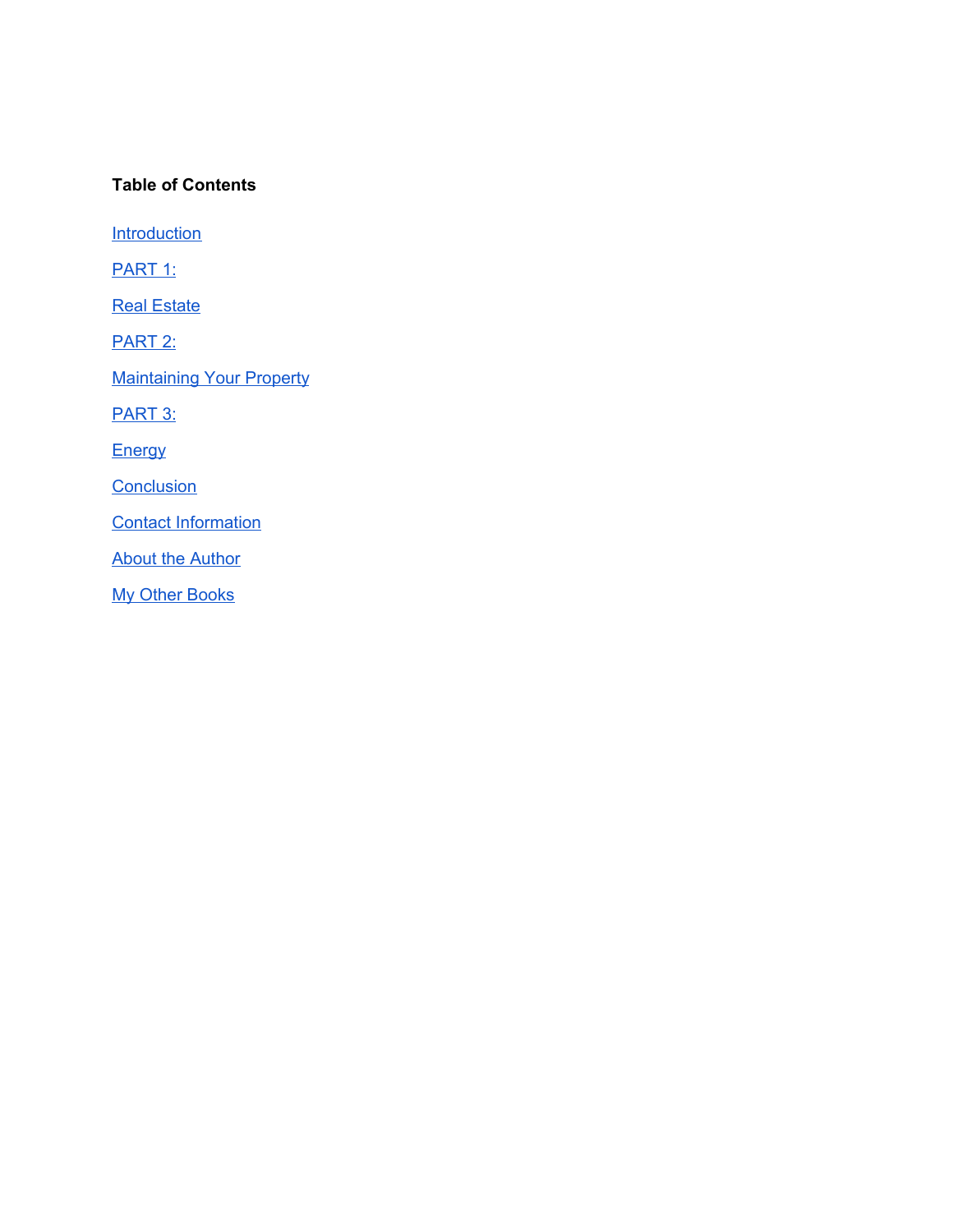**Table of Contents**

Introduction

PART 1:

Real Estate

PART 2:

Maintaining Your Property

PART 3:

Energy

Conclusion

Contact Information

About the Author

My Other Books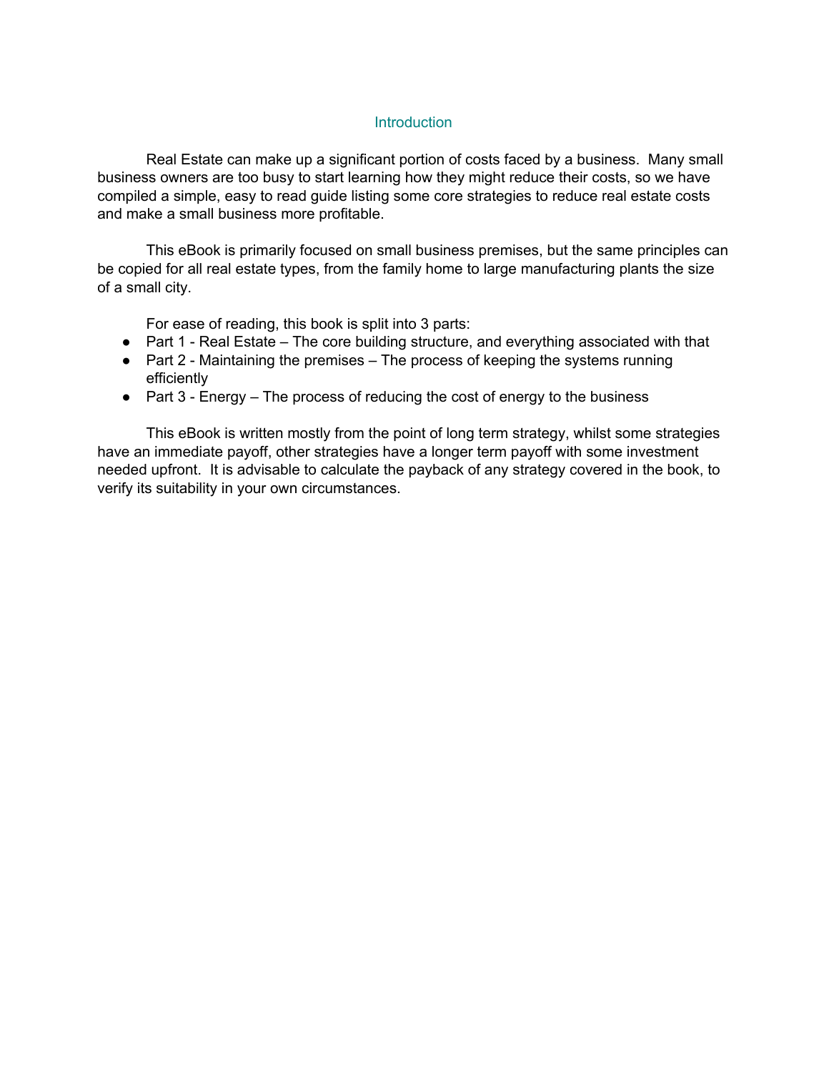# Introduction

Real Estate can make up a significant portion of costs faced by a business. Many small business owners are too busy to start learning how they might reduce their costs, so we have compiled a simple, easy to read guide listing some core strategies to reduce real estate costs and make a small business more profitable.

This eBook is primarily focused on small business premises, but the same principles can be copied for all real estate types, from the family home to large manufacturing plants the size of a small city.

For ease of reading, this book is split into 3 parts:

- Part 1 - Real Estate – The core building structure, and everything associated with that
- Part 2 - Maintaining the premises – The process of keeping the systems running efficiently
- Part 3 - Energy – The process of reducing the cost of energy to the business

This eBook is written mostly from the point of long term strategy, whilst some strategies have an immediate payoff, other strategies have a longer term payoff with some investment needed upfront. It is advisable to calculate the payback of any strategy covered in the book, to verify its suitability in your own circumstances.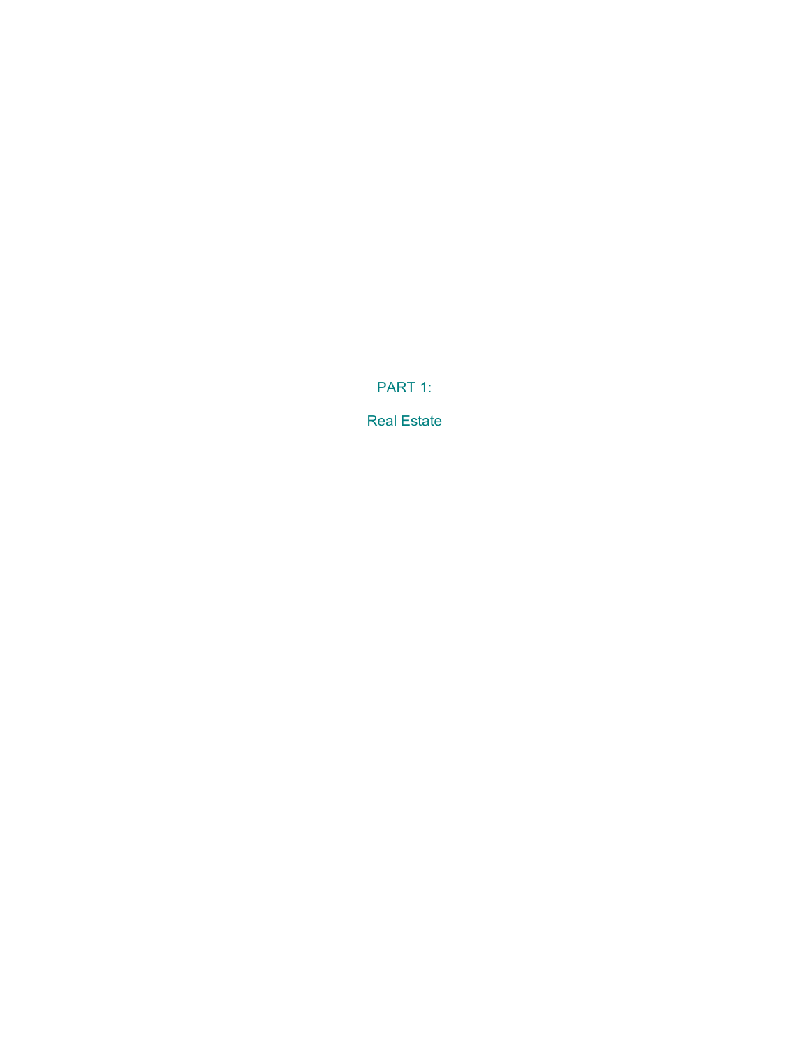# PART 1:

# Real Estate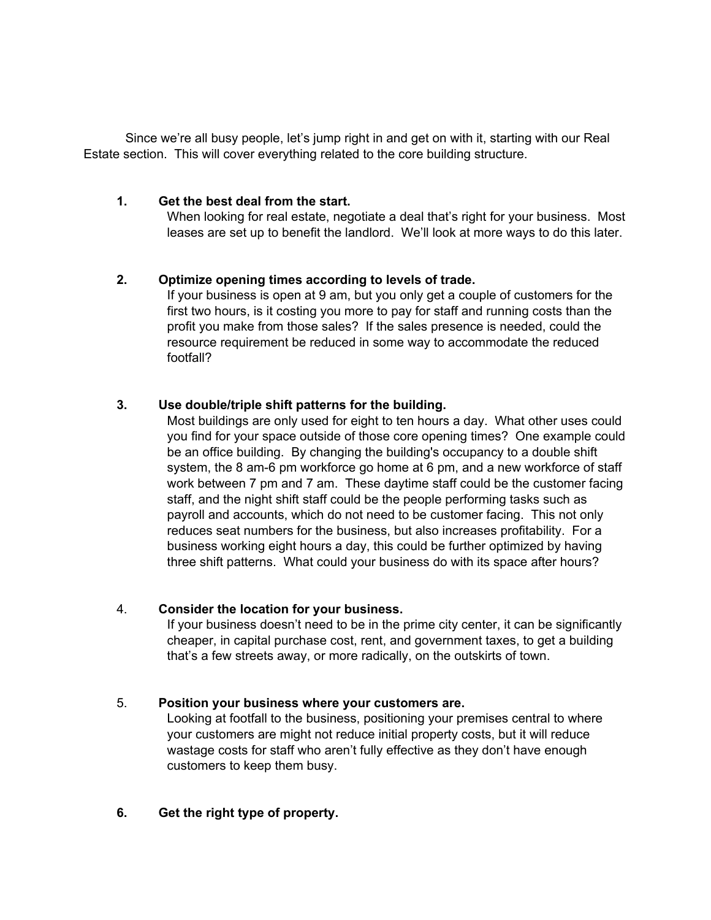Since we're all busy people, let's jump right in and get on with it, starting with our Real Estate section. This will cover everything related to the core building structure.

1. **Get the best deal from the start.**
   When looking for real estate, negotiate a deal that's right for your business. Most leases are set up to benefit the landlord. We'll look at more ways to do this later.

2. **Optimize opening times according to levels of trade.**
   If your business is open at 9 am, but you only get a couple of customers for the first two hours, is it costing you more to pay for staff and running costs than the profit you make from those sales? If the sales presence is needed, could the resource requirement be reduced in some way to accommodate the reduced footfall?

3. **Use double/triple shift patterns for the building.**
   Most buildings are only used for eight to ten hours a day. What other uses could you find for your space outside of those core opening times? One example could be an office building. By changing the building's occupancy to a double shift system, the 8 am-6 pm workforce go home at 6 pm, and a new workforce of staff work between 7 pm and 7 am. These daytime staff could be the customer facing staff, and the night shift staff could be the people performing tasks such as payroll and accounts, which do not need to be customer facing. This not only reduces seat numbers for the business, but also increases profitability. For a business working eight hours a day, this could be further optimized by having three shift patterns. What could your business do with its space after hours?

4. **Consider the location for your business.**
   If your business doesn't need to be in the prime city center, it can be significantly cheaper, in capital purchase cost, rent, and government taxes, to get a building that's a few streets away, or more radically, on the outskirts of town.

5. **Position your business where your customers are.**
   Looking at footfall to the business, positioning your premises central to where your customers are might not reduce initial property costs, but it will reduce wastage costs for staff who aren't fully effective as they don't have enough customers to keep them busy.

6. **Get the right type of property.**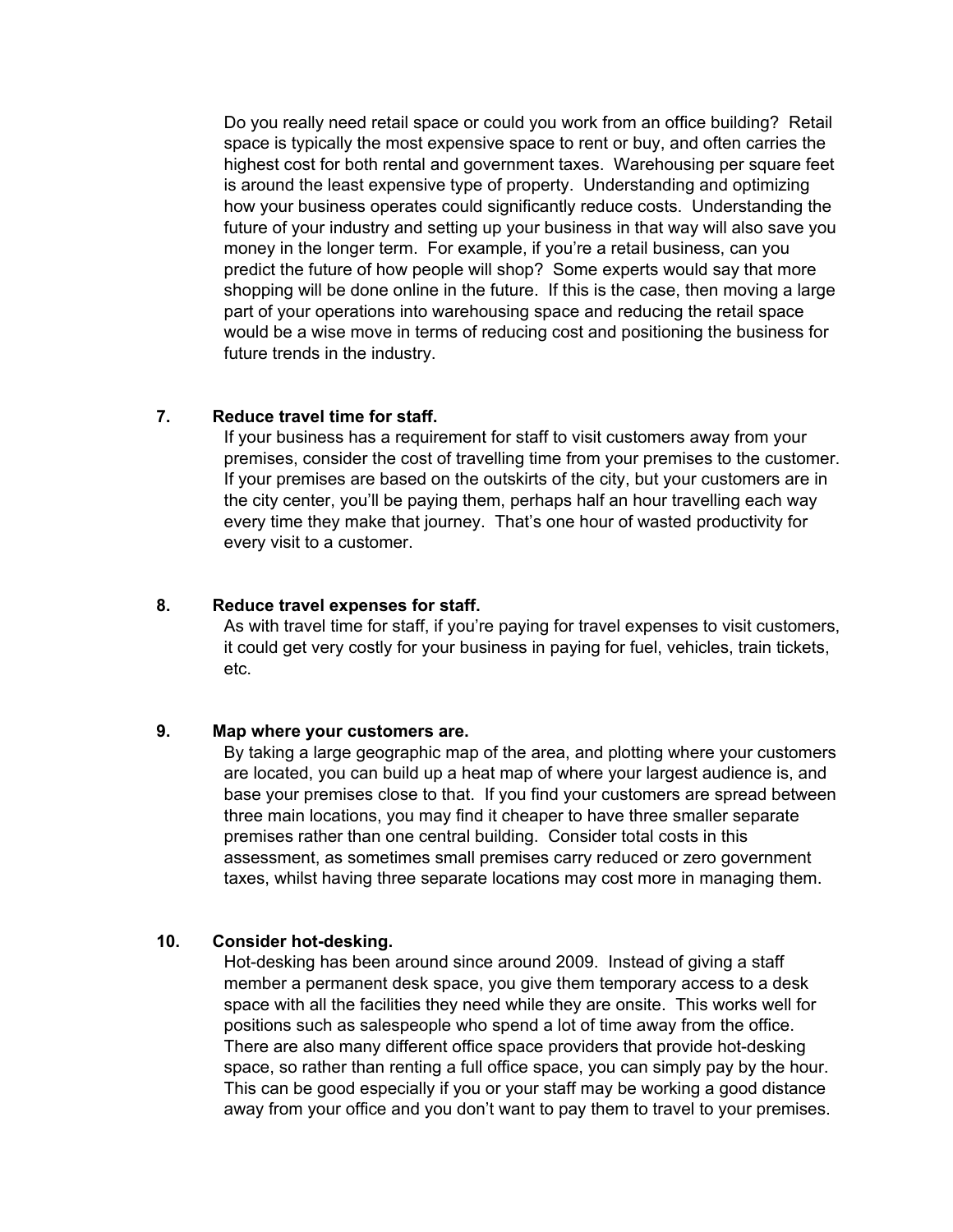Do you really need retail space or could you work from an office building? Retail space is typically the most expensive space to rent or buy, and often carries the highest cost for both rental and government taxes. Warehousing per square feet is around the least expensive type of property. Understanding and optimizing how your business operates could significantly reduce costs. Understanding the future of your industry and setting up your business in that way will also save you money in the longer term. For example, if you're a retail business, can you predict the future of how people will shop? Some experts would say that more shopping will be done online in the future. If this is the case, then moving a large part of your operations into warehousing space and reducing the retail space would be a wise move in terms of reducing cost and positioning the business for future trends in the industry.

**7. Reduce travel time for staff.**

If your business has a requirement for staff to visit customers away from your premises, consider the cost of travelling time from your premises to the customer. If your premises are based on the outskirts of the city, but your customers are in the city center, you'll be paying them, perhaps half an hour travelling each way every time they make that journey. That's one hour of wasted productivity for every visit to a customer.

**8. Reduce travel expenses for staff.**

As with travel time for staff, if you're paying for travel expenses to visit customers, it could get very costly for your business in paying for fuel, vehicles, train tickets, etc.

**9. Map where your customers are.**

By taking a large geographic map of the area, and plotting where your customers are located, you can build up a heat map of where your largest audience is, and base your premises close to that. If you find your customers are spread between three main locations, you may find it cheaper to have three smaller separate premises rather than one central building. Consider total costs in this assessment, as sometimes small premises carry reduced or zero government taxes, whilst having three separate locations may cost more in managing them.

**10. Consider hot-desking.**

Hot-desking has been around since around 2009. Instead of giving a staff member a permanent desk space, you give them temporary access to a desk space with all the facilities they need while they are onsite. This works well for positions such as salespeople who spend a lot of time away from the office. There are also many different office space providers that provide hot-desking space, so rather than renting a full office space, you can simply pay by the hour. This can be good especially if you or your staff may be working a good distance away from your office and you don't want to pay them to travel to your premises.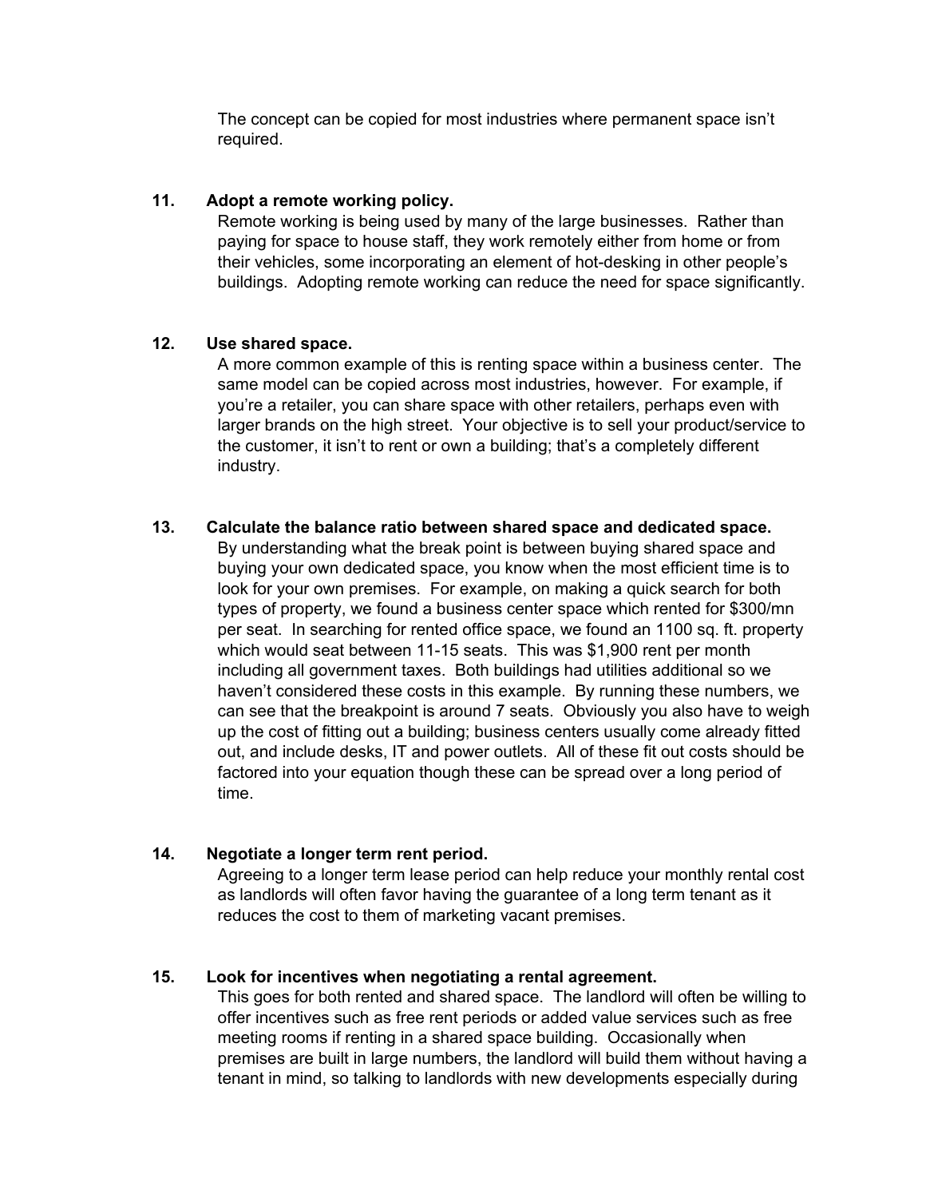The concept can be copied for most industries where permanent space isn't required.

**11. Adopt a remote working policy.**

Remote working is being used by many of the large businesses. Rather than paying for space to house staff, they work remotely either from home or from their vehicles, some incorporating an element of hot-desking in other people's buildings. Adopting remote working can reduce the need for space significantly.

**12. Use shared space.**

A more common example of this is renting space within a business center. The same model can be copied across most industries, however. For example, if you're a retailer, you can share space with other retailers, perhaps even with larger brands on the high street. Your objective is to sell your product/service to the customer, it isn't to rent or own a building; that's a completely different industry.

**13. Calculate the balance ratio between shared space and dedicated space.**

By understanding what the break point is between buying shared space and buying your own dedicated space, you know when the most efficient time is to look for your own premises. For example, on making a quick search for both types of property, we found a business center space which rented for $300/mn per seat. In searching for rented office space, we found an 1100 sq. ft. property which would seat between 11-15 seats. This was $1,900 rent per month including all government taxes. Both buildings had utilities additional so we haven't considered these costs in this example. By running these numbers, we can see that the breakpoint is around 7 seats. Obviously you also have to weigh up the cost of fitting out a building; business centers usually come already fitted out, and include desks, IT and power outlets. All of these fit out costs should be factored into your equation though these can be spread over a long period of time.

**14. Negotiate a longer term rent period.**

Agreeing to a longer term lease period can help reduce your monthly rental cost as landlords will often favor having the guarantee of a long term tenant as it reduces the cost to them of marketing vacant premises.

**15. Look for incentives when negotiating a rental agreement.**

This goes for both rented and shared space. The landlord will often be willing to offer incentives such as free rent periods or added value services such as free meeting rooms if renting in a shared space building. Occasionally when premises are built in large numbers, the landlord will build them without having a tenant in mind, so talking to landlords with new developments especially during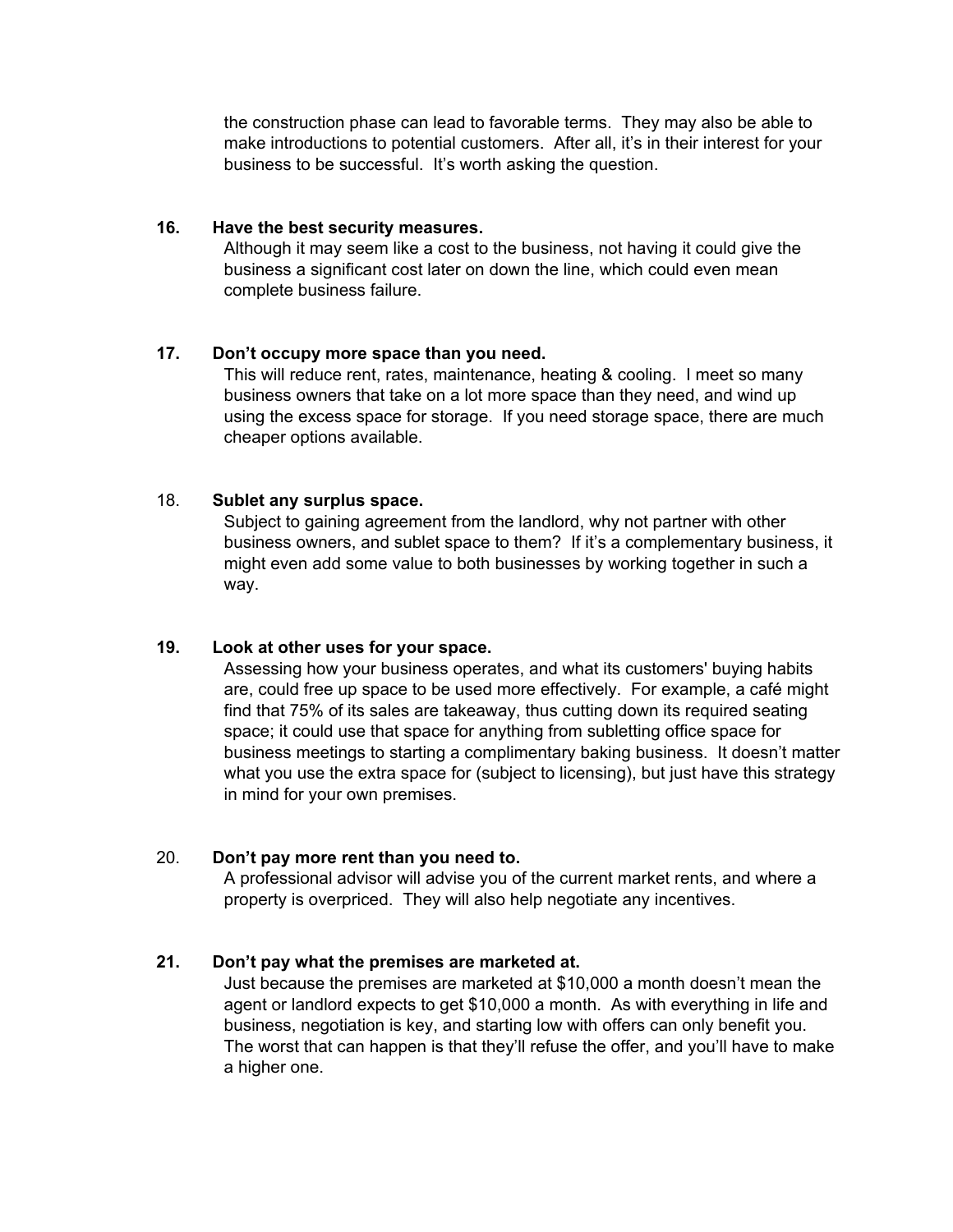the construction phase can lead to favorable terms. They may also be able to make introductions to potential customers. After all, it's in their interest for your business to be successful. It's worth asking the question.

**16. Have the best security measures.**

Although it may seem like a cost to the business, not having it could give the business a significant cost later on down the line, which could even mean complete business failure.

**17. Don't occupy more space than you need.**

This will reduce rent, rates, maintenance, heating & cooling. I meet so many business owners that take on a lot more space than they need, and wind up using the excess space for storage. If you need storage space, there are much cheaper options available.

18. **Sublet any surplus space.**

Subject to gaining agreement from the landlord, why not partner with other business owners, and sublet space to them? If it's a complementary business, it might even add some value to both businesses by working together in such a way.

**19. Look at other uses for your space.**

Assessing how your business operates, and what its customers' buying habits are, could free up space to be used more effectively. For example, a café might find that 75% of its sales are takeaway, thus cutting down its required seating space; it could use that space for anything from subletting office space for business meetings to starting a complimentary baking business. It doesn't matter what you use the extra space for (subject to licensing), but just have this strategy in mind for your own premises.

20. **Don't pay more rent than you need to.**

A professional advisor will advise you of the current market rents, and where a property is overpriced. They will also help negotiate any incentives.

**21. Don't pay what the premises are marketed at.**

Just because the premises are marketed at $10,000 a month doesn't mean the agent or landlord expects to get $10,000 a month. As with everything in life and business, negotiation is key, and starting low with offers can only benefit you. The worst that can happen is that they'll refuse the offer, and you'll have to make a higher one.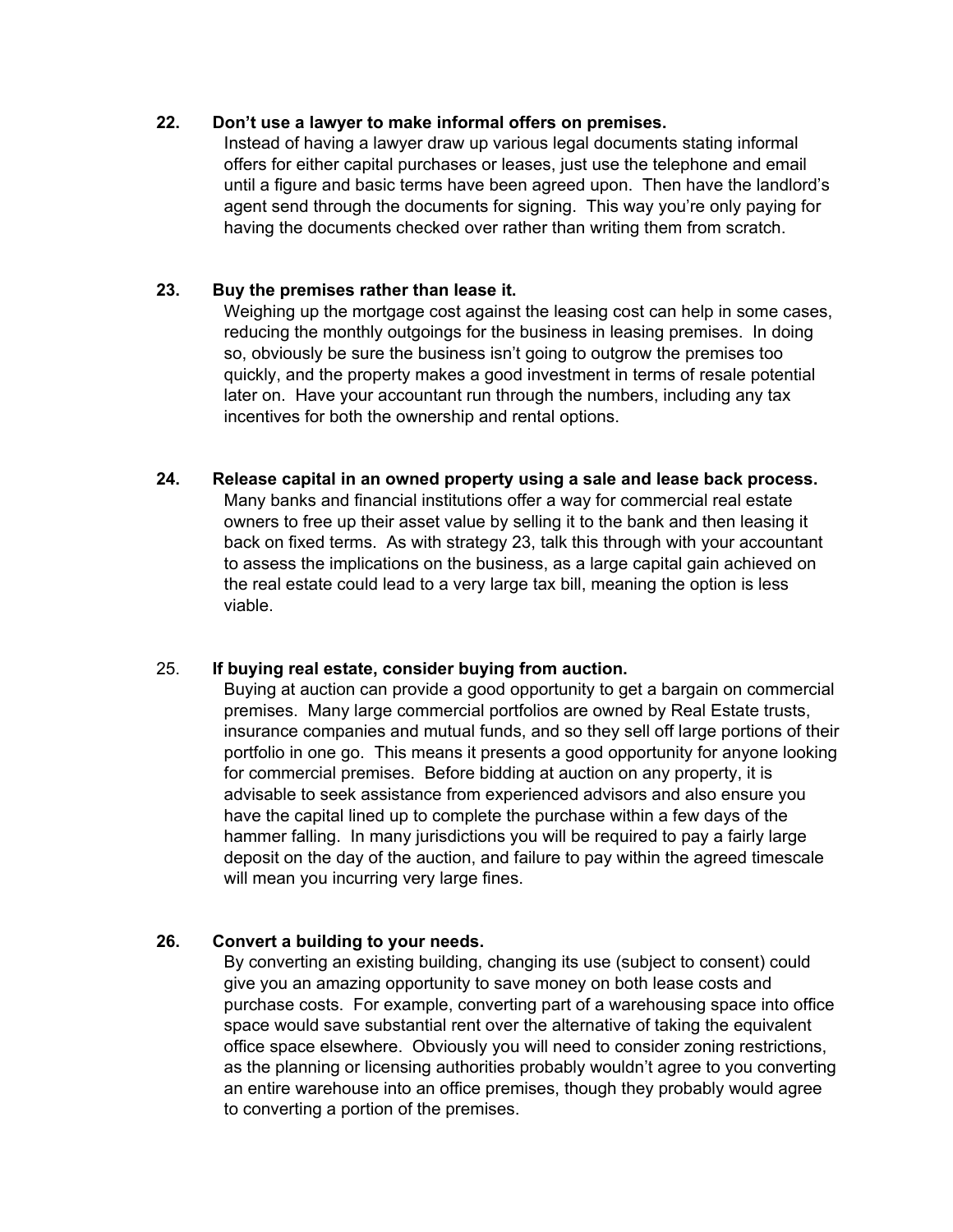**22. Don't use a lawyer to make informal offers on premises.**

Instead of having a lawyer draw up various legal documents stating informal offers for either capital purchases or leases, just use the telephone and email until a figure and basic terms have been agreed upon. Then have the landlord's agent send through the documents for signing. This way you're only paying for having the documents checked over rather than writing them from scratch.

**23. Buy the premises rather than lease it.**

Weighing up the mortgage cost against the leasing cost can help in some cases, reducing the monthly outgoings for the business in leasing premises. In doing so, obviously be sure the business isn't going to outgrow the premises too quickly, and the property makes a good investment in terms of resale potential later on. Have your accountant run through the numbers, including any tax incentives for both the ownership and rental options.

**24. Release capital in an owned property using a sale and lease back process.**

Many banks and financial institutions offer a way for commercial real estate owners to free up their asset value by selling it to the bank and then leasing it back on fixed terms. As with strategy 23, talk this through with your accountant to assess the implications on the business, as a large capital gain achieved on the real estate could lead to a very large tax bill, meaning the option is less viable.

25. **If buying real estate, consider buying from auction.**

Buying at auction can provide a good opportunity to get a bargain on commercial premises. Many large commercial portfolios are owned by Real Estate trusts, insurance companies and mutual funds, and so they sell off large portions of their portfolio in one go. This means it presents a good opportunity for anyone looking for commercial premises. Before bidding at auction on any property, it is advisable to seek assistance from experienced advisors and also ensure you have the capital lined up to complete the purchase within a few days of the hammer falling. In many jurisdictions you will be required to pay a fairly large deposit on the day of the auction, and failure to pay within the agreed timescale will mean you incurring very large fines.

**26. Convert a building to your needs.**

By converting an existing building, changing its use (subject to consent) could give you an amazing opportunity to save money on both lease costs and purchase costs. For example, converting part of a warehousing space into office space would save substantial rent over the alternative of taking the equivalent office space elsewhere. Obviously you will need to consider zoning restrictions, as the planning or licensing authorities probably wouldn't agree to you converting an entire warehouse into an office premises, though they probably would agree to converting a portion of the premises.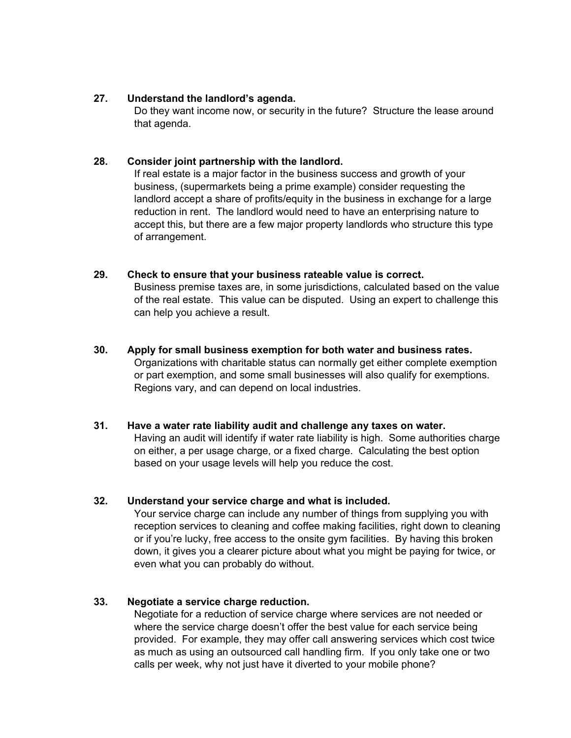**27. Understand the landlord’s agenda.**

Do they want income now, or security in the future? Structure the lease around that agenda.

**28. Consider joint partnership with the landlord.**

If real estate is a major factor in the business success and growth of your business, (supermarkets being a prime example) consider requesting the landlord accept a share of profits/equity in the business in exchange for a large reduction in rent. The landlord would need to have an enterprising nature to accept this, but there are a few major property landlords who structure this type of arrangement.

**29. Check to ensure that your business rateable value is correct.**

Business premise taxes are, in some jurisdictions, calculated based on the value of the real estate. This value can be disputed. Using an expert to challenge this can help you achieve a result.

**30. Apply for small business exemption for both water and business rates.**

Organizations with charitable status can normally get either complete exemption or part exemption, and some small businesses will also qualify for exemptions. Regions vary, and can depend on local industries.

**31. Have a water rate liability audit and challenge any taxes on water.**

Having an audit will identify if water rate liability is high. Some authorities charge on either, a per usage charge, or a fixed charge. Calculating the best option based on your usage levels will help you reduce the cost.

**32. Understand your service charge and what is included.**

Your service charge can include any number of things from supplying you with reception services to cleaning and coffee making facilities, right down to cleaning or if you’re lucky, free access to the onsite gym facilities. By having this broken down, it gives you a clearer picture about what you might be paying for twice, or even what you can probably do without.

**33. Negotiate a service charge reduction.**

Negotiate for a reduction of service charge where services are not needed or where the service charge doesn’t offer the best value for each service being provided. For example, they may offer call answering services which cost twice as much as using an outsourced call handling firm. If you only take one or two calls per week, why not just have it diverted to your mobile phone?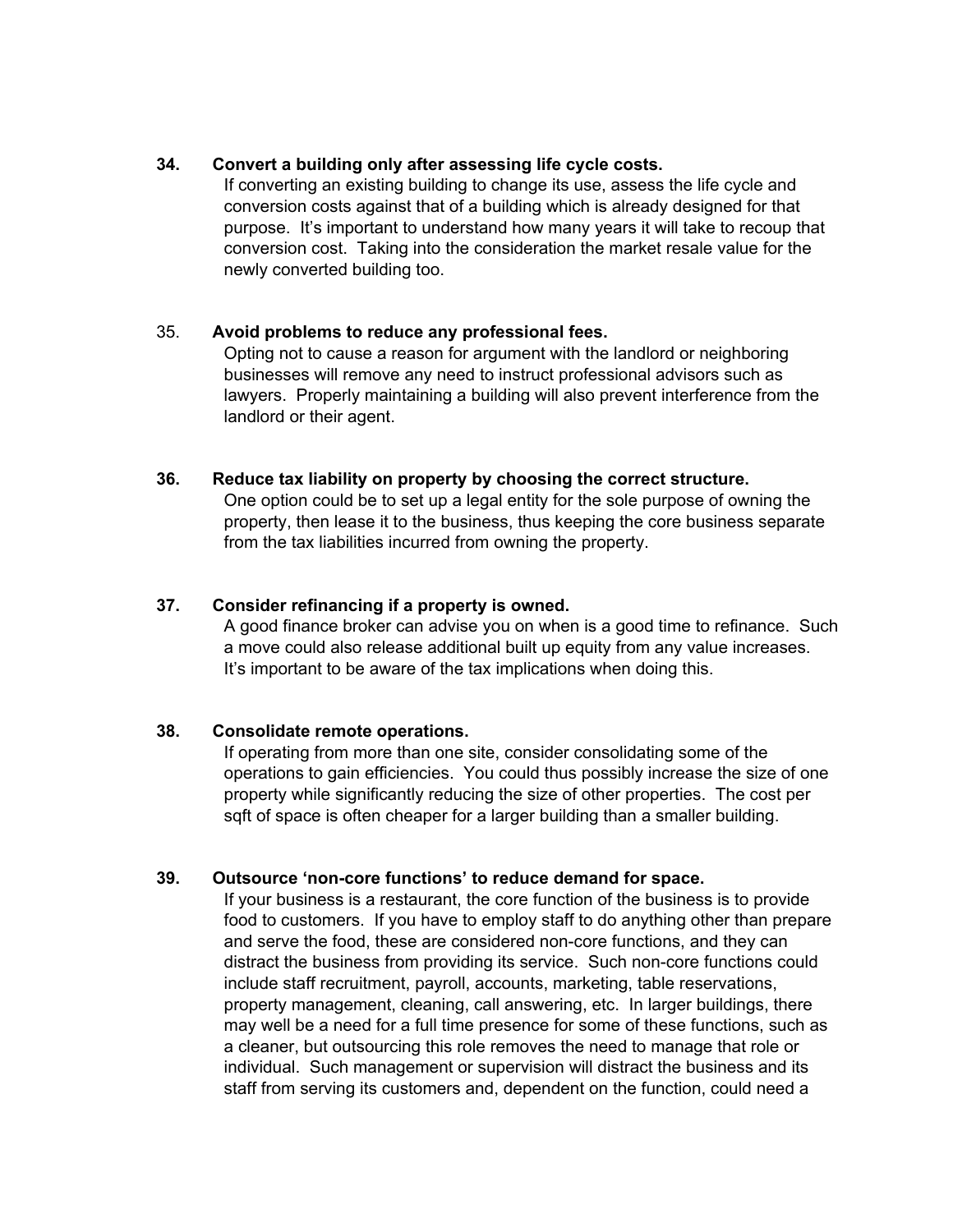**34. Convert a building only after assessing life cycle costs.**

If converting an existing building to change its use, assess the life cycle and conversion costs against that of a building which is already designed for that purpose. It's important to understand how many years it will take to recoup that conversion cost. Taking into the consideration the market resale value for the newly converted building too.

35. **Avoid problems to reduce any professional fees.**

Opting not to cause a reason for argument with the landlord or neighboring businesses will remove any need to instruct professional advisors such as lawyers. Properly maintaining a building will also prevent interference from the landlord or their agent.

**36. Reduce tax liability on property by choosing the correct structure.**

One option could be to set up a legal entity for the sole purpose of owning the property, then lease it to the business, thus keeping the core business separate from the tax liabilities incurred from owning the property.

**37. Consider refinancing if a property is owned.**

A good finance broker can advise you on when is a good time to refinance. Such a move could also release additional built up equity from any value increases. It's important to be aware of the tax implications when doing this.

**38. Consolidate remote operations.**

If operating from more than one site, consider consolidating some of the operations to gain efficiencies. You could thus possibly increase the size of one property while significantly reducing the size of other properties. The cost per sqft of space is often cheaper for a larger building than a smaller building.

**39. Outsource 'non-core functions' to reduce demand for space.**

If your business is a restaurant, the core function of the business is to provide food to customers. If you have to employ staff to do anything other than prepare and serve the food, these are considered non-core functions, and they can distract the business from providing its service. Such non-core functions could include staff recruitment, payroll, accounts, marketing, table reservations, property management, cleaning, call answering, etc. In larger buildings, there may well be a need for a full time presence for some of these functions, such as a cleaner, but outsourcing this role removes the need to manage that role or individual. Such management or supervision will distract the business and its staff from serving its customers and, dependent on the function, could need a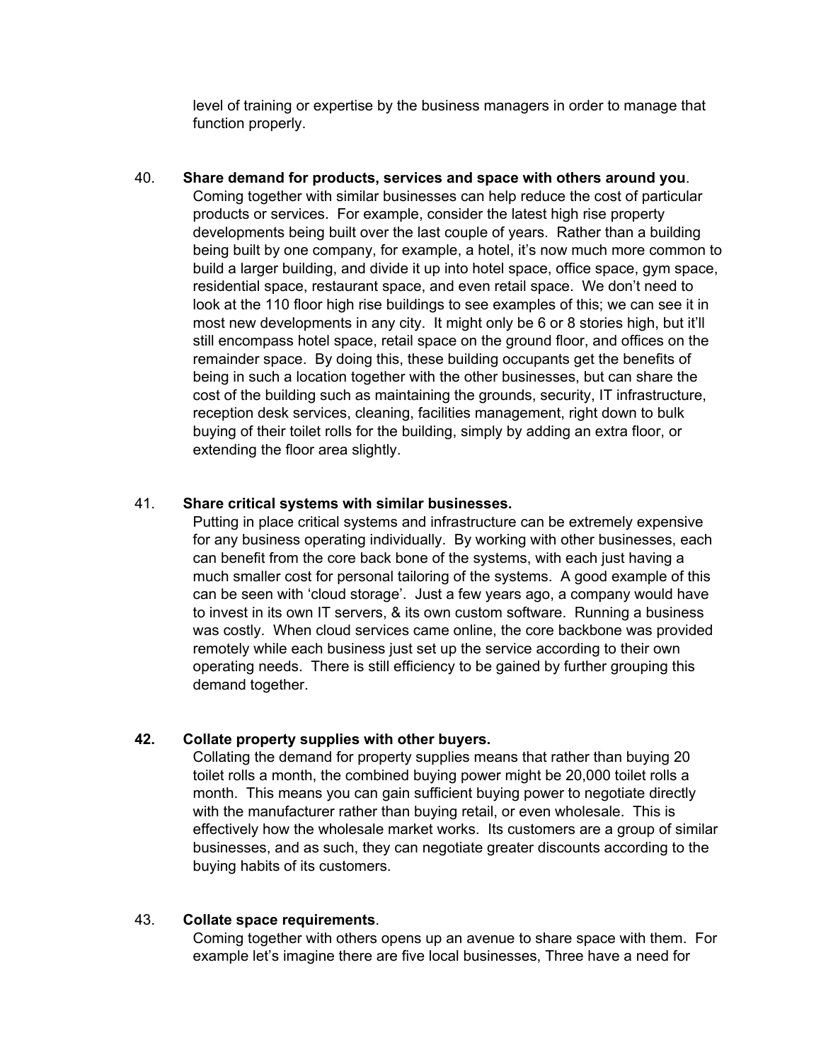level of training or expertise by the business managers in order to manage that function properly.

40. **Share demand for products, services and space with others around you**.

Coming together with similar businesses can help reduce the cost of particular products or services. For example, consider the latest high rise property developments being built over the last couple of years. Rather than a building being built by one company, for example, a hotel, it's now much more common to build a larger building, and divide it up into hotel space, office space, gym space, residential space, restaurant space, and even retail space. We don't need to look at the 110 floor high rise buildings to see examples of this; we can see it in most new developments in any city. It might only be 6 or 8 stories high, but it'll still encompass hotel space, retail space on the ground floor, and offices on the remainder space. By doing this, these building occupants get the benefits of being in such a location together with the other businesses, but can share the cost of the building such as maintaining the grounds, security, IT infrastructure, reception desk services, cleaning, facilities management, right down to bulk buying of their toilet rolls for the building, simply by adding an extra floor, or extending the floor area slightly.

41. **Share critical systems with similar businesses.**

Putting in place critical systems and infrastructure can be extremely expensive for any business operating individually. By working with other businesses, each can benefit from the core back bone of the systems, with each just having a much smaller cost for personal tailoring of the systems. A good example of this can be seen with 'cloud storage'. Just a few years ago, a company would have to invest in its own IT servers, & its own custom software. Running a business was costly. When cloud services came online, the core backbone was provided remotely while each business just set up the service according to their own operating needs. There is still efficiency to be gained by further grouping this demand together.

**42. Collate property supplies with other buyers.**

Collating the demand for property supplies means that rather than buying 20 toilet rolls a month, the combined buying power might be 20,000 toilet rolls a month. This means you can gain sufficient buying power to negotiate directly with the manufacturer rather than buying retail, or even wholesale. This is effectively how the wholesale market works. Its customers are a group of similar businesses, and as such, they can negotiate greater discounts according to the buying habits of its customers.

43. **Collate space requirements**.

Coming together with others opens up an avenue to share space with them. For example let's imagine there are five local businesses, Three have a need for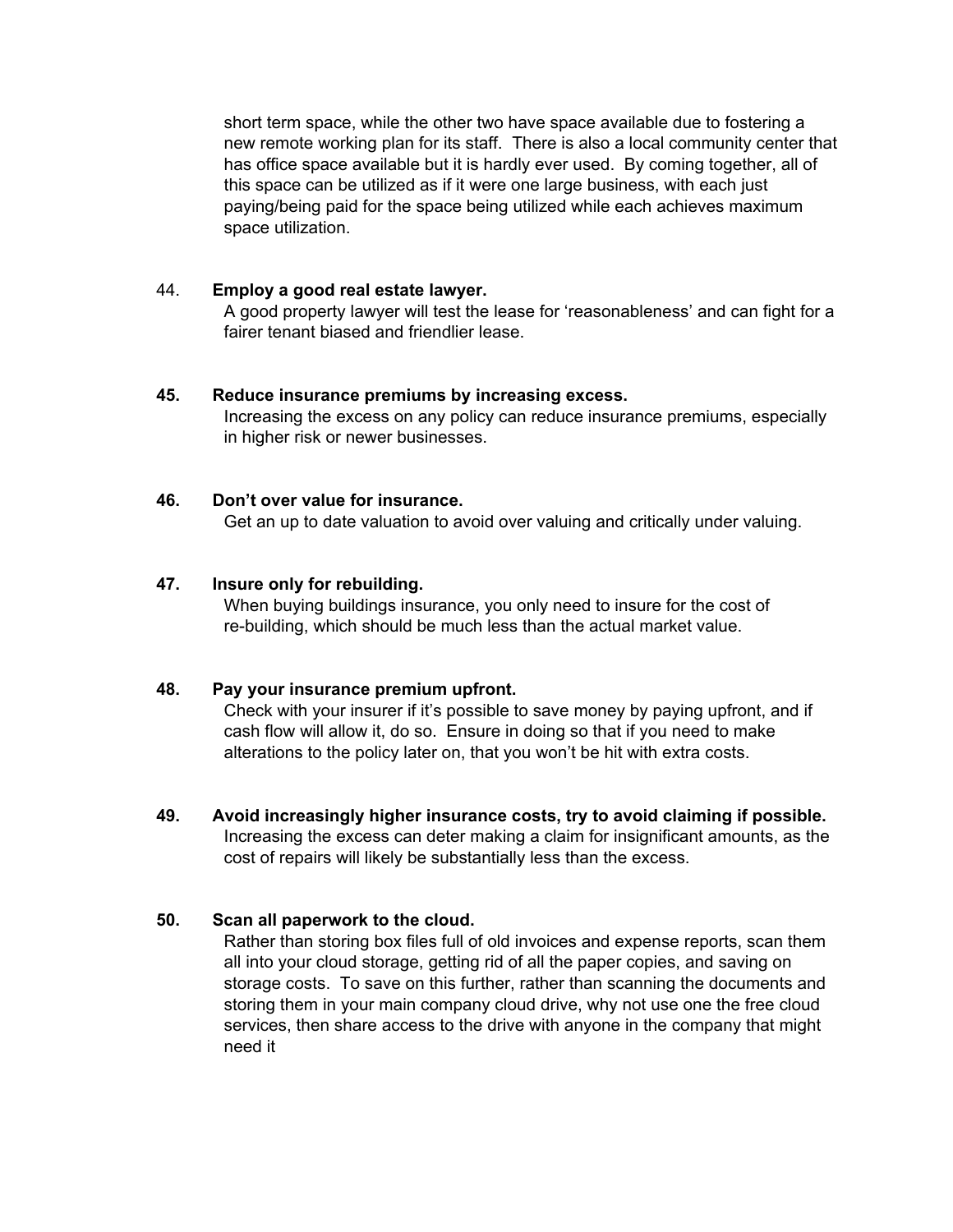short term space, while the other two have space available due to fostering a new remote working plan for its staff. There is also a local community center that has office space available but it is hardly ever used. By coming together, all of this space can be utilized as if it were one large business, with each just paying/being paid for the space being utilized while each achieves maximum space utilization.

44. **Employ a good real estate lawyer.**
A good property lawyer will test the lease for 'reasonableness' and can fight for a fairer tenant biased and friendlier lease.

**45. Reduce insurance premiums by increasing excess.**
Increasing the excess on any policy can reduce insurance premiums, especially in higher risk or newer businesses.

**46. Don't over value for insurance.**
Get an up to date valuation to avoid over valuing and critically under valuing.

**47. Insure only for rebuilding.**
When buying buildings insurance, you only need to insure for the cost of re-building, which should be much less than the actual market value.

**48. Pay your insurance premium upfront.**
Check with your insurer if it's possible to save money by paying upfront, and if cash flow will allow it, do so. Ensure in doing so that if you need to make alterations to the policy later on, that you won't be hit with extra costs.

**49. Avoid increasingly higher insurance costs, try to avoid claiming if possible.**
Increasing the excess can deter making a claim for insignificant amounts, as the cost of repairs will likely be substantially less than the excess.

**50. Scan all paperwork to the cloud.**
Rather than storing box files full of old invoices and expense reports, scan them all into your cloud storage, getting rid of all the paper copies, and saving on storage costs. To save on this further, rather than scanning the documents and storing them in your main company cloud drive, why not use one the free cloud services, then share access to the drive with anyone in the company that might need it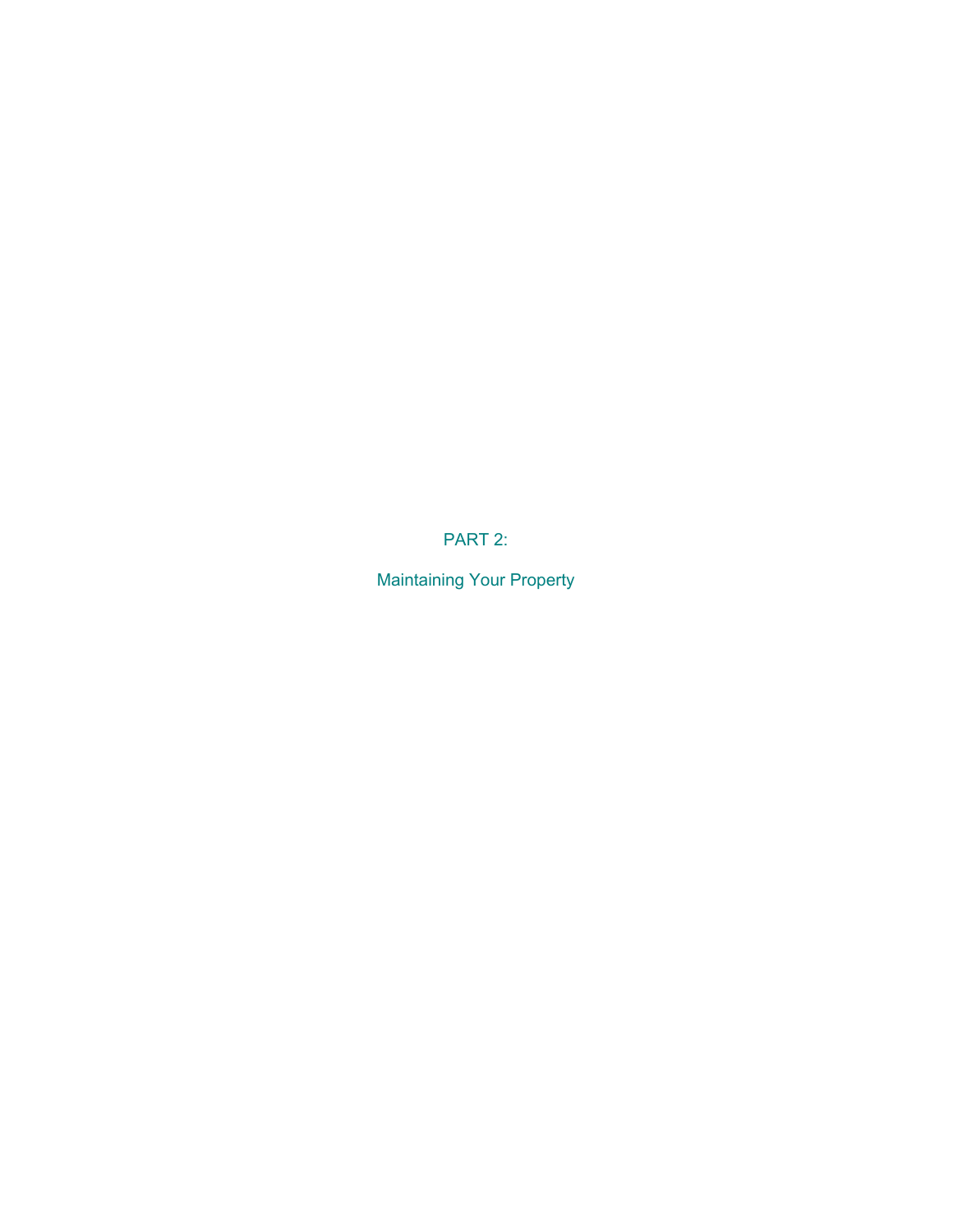# PART 2:

# Maintaining Your Property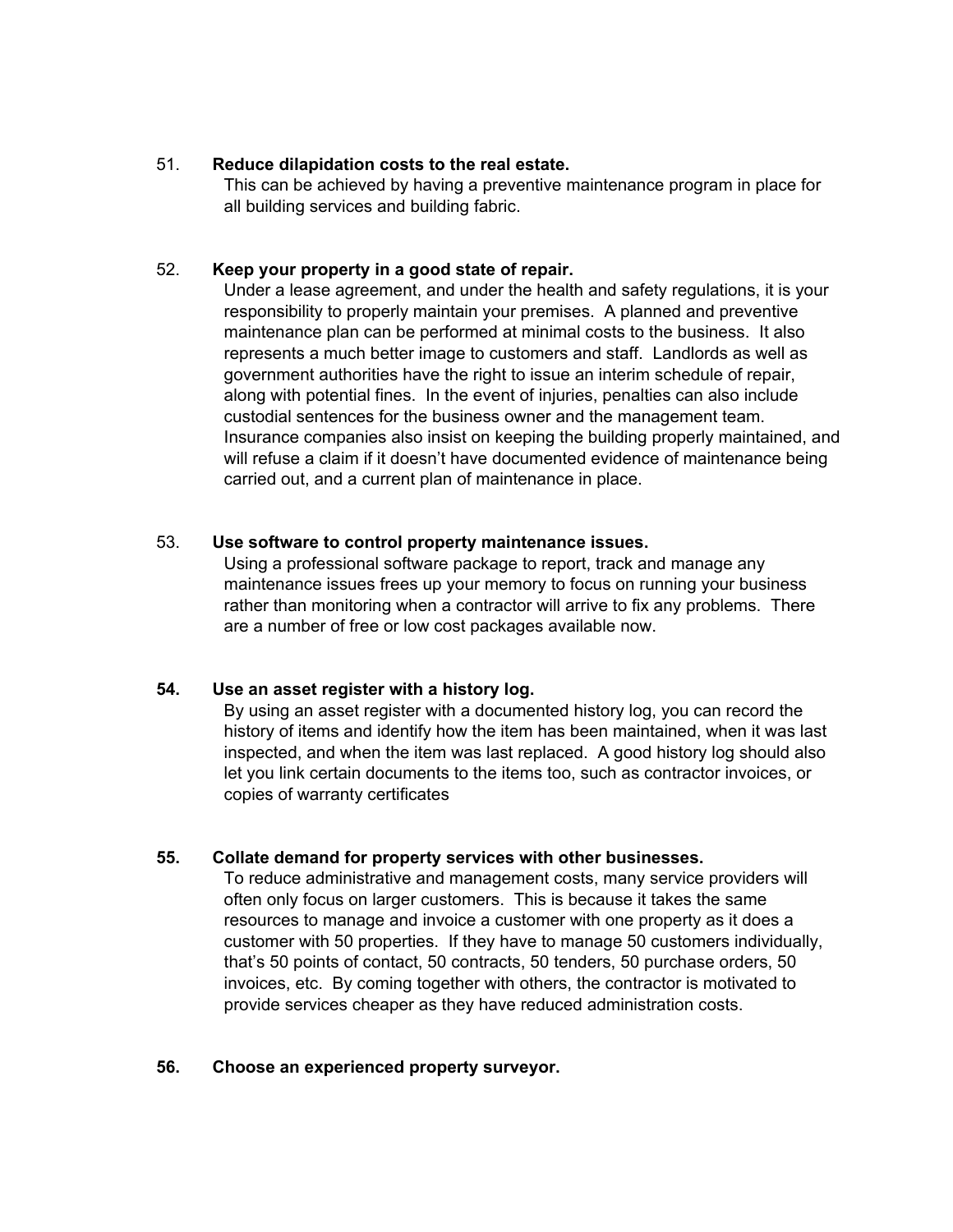51. **Reduce dilapidation costs to the real estate.**
    This can be achieved by having a preventive maintenance program in place for all building services and building fabric.

52. **Keep your property in a good state of repair.**
    Under a lease agreement, and under the health and safety regulations, it is your responsibility to properly maintain your premises. A planned and preventive maintenance plan can be performed at minimal costs to the business. It also represents a much better image to customers and staff. Landlords as well as government authorities have the right to issue an interim schedule of repair, along with potential fines. In the event of injuries, penalties can also include custodial sentences for the business owner and the management team. Insurance companies also insist on keeping the building properly maintained, and will refuse a claim if it doesn't have documented evidence of maintenance being carried out, and a current plan of maintenance in place.

53. **Use software to control property maintenance issues.**
    Using a professional software package to report, track and manage any maintenance issues frees up your memory to focus on running your business rather than monitoring when a contractor will arrive to fix any problems. There are a number of free or low cost packages available now.

**54. Use an asset register with a history log.**
By using an asset register with a documented history log, you can record the history of items and identify how the item has been maintained, when it was last inspected, and when the item was last replaced. A good history log should also let you link certain documents to the items too, such as contractor invoices, or copies of warranty certificates

**55. Collate demand for property services with other businesses.**
To reduce administrative and management costs, many service providers will often only focus on larger customers. This is because it takes the same resources to manage and invoice a customer with one property as it does a customer with 50 properties. If they have to manage 50 customers individually, that's 50 points of contact, 50 contracts, 50 tenders, 50 purchase orders, 50 invoices, etc. By coming together with others, the contractor is motivated to provide services cheaper as they have reduced administration costs.

**56. Choose an experienced property surveyor.**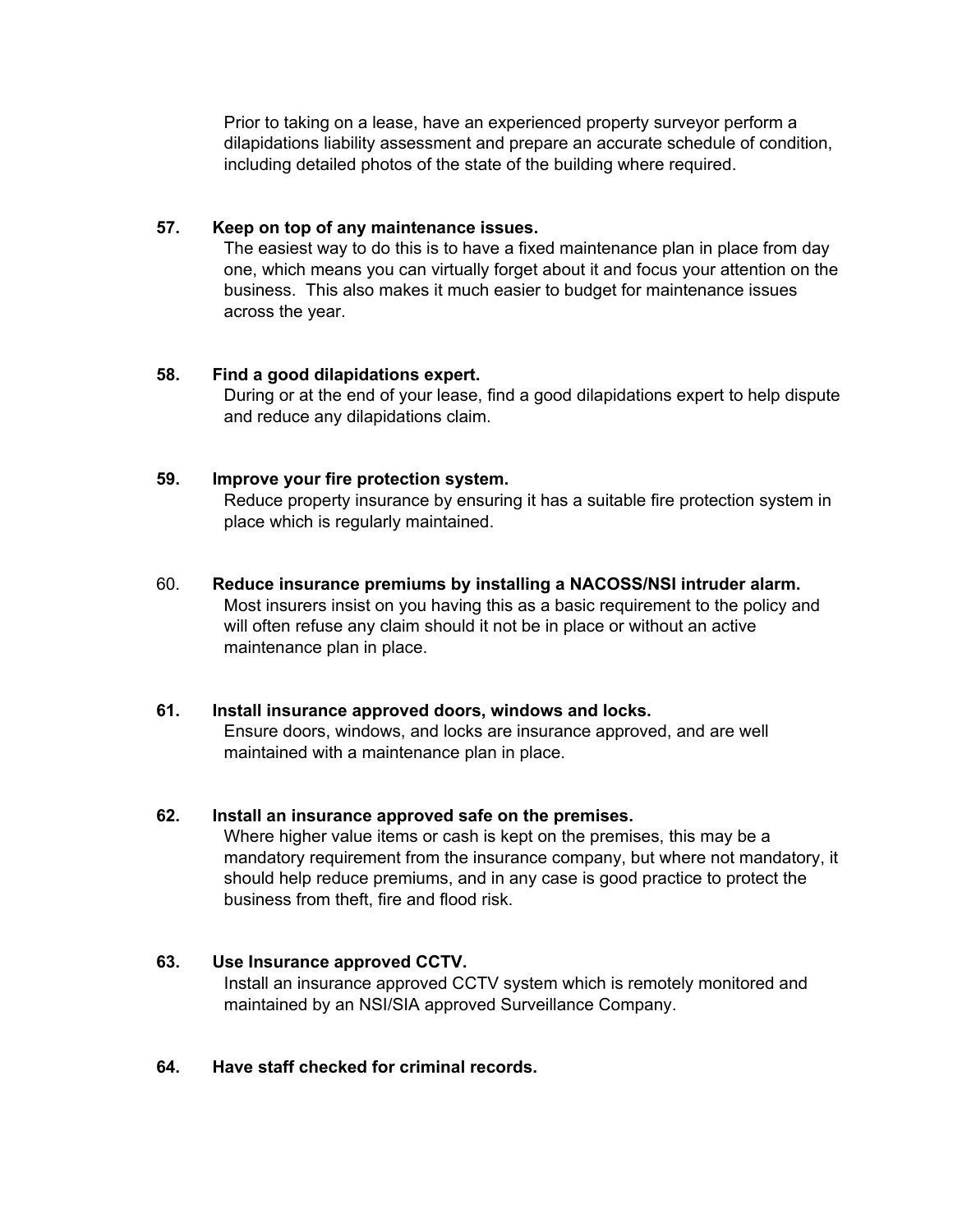Prior to taking on a lease, have an experienced property surveyor perform a dilapidations liability assessment and prepare an accurate schedule of condition, including detailed photos of the state of the building where required.

57. **Keep on top of any maintenance issues.**
The easiest way to do this is to have a fixed maintenance plan in place from day one, which means you can virtually forget about it and focus your attention on the business. This also makes it much easier to budget for maintenance issues across the year.

58. **Find a good dilapidations expert.**
During or at the end of your lease, find a good dilapidations expert to help dispute and reduce any dilapidations claim.

59. **Improve your fire protection system.**
Reduce property insurance by ensuring it has a suitable fire protection system in place which is regularly maintained.

60. **Reduce insurance premiums by installing a NACOSS/NSI intruder alarm.**
Most insurers insist on you having this as a basic requirement to the policy and will often refuse any claim should it not be in place or without an active maintenance plan in place.

61. **Install insurance approved doors, windows and locks.**
Ensure doors, windows, and locks are insurance approved, and are well maintained with a maintenance plan in place.

62. **Install an insurance approved safe on the premises.**
Where higher value items or cash is kept on the premises, this may be a mandatory requirement from the insurance company, but where not mandatory, it should help reduce premiums, and in any case is good practice to protect the business from theft, fire and flood risk.

63. **Use Insurance approved CCTV.**
Install an insurance approved CCTV system which is remotely monitored and maintained by an NSI/SIA approved Surveillance Company.

64. **Have staff checked for criminal records.**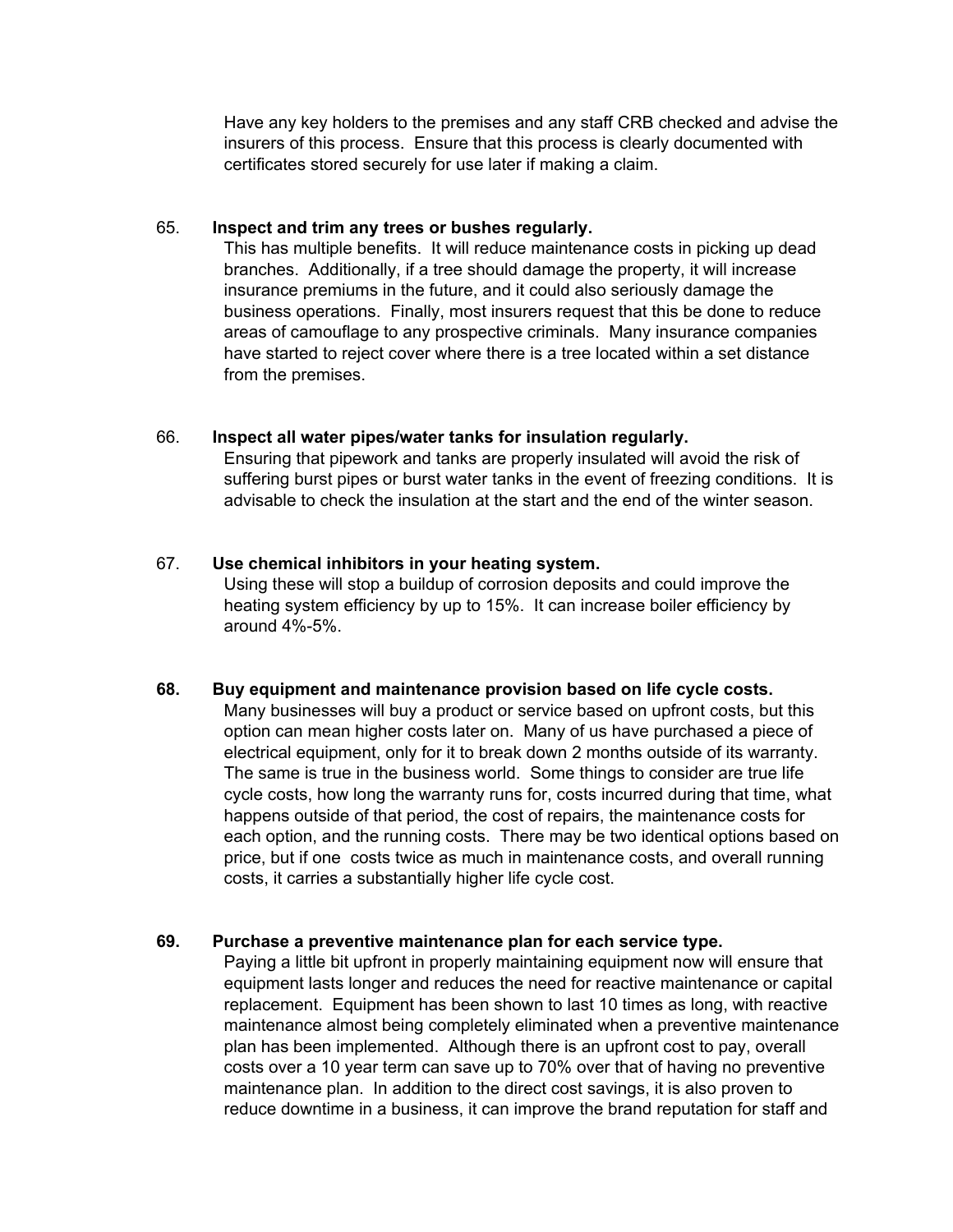Have any key holders to the premises and any staff CRB checked and advise the insurers of this process. Ensure that this process is clearly documented with certificates stored securely for use later if making a claim.

65. **Inspect and trim any trees or bushes regularly.**

This has multiple benefits. It will reduce maintenance costs in picking up dead branches. Additionally, if a tree should damage the property, it will increase insurance premiums in the future, and it could also seriously damage the business operations. Finally, most insurers request that this be done to reduce areas of camouflage to any prospective criminals. Many insurance companies have started to reject cover where there is a tree located within a set distance from the premises.

66. **Inspect all water pipes/water tanks for insulation regularly.**

Ensuring that pipework and tanks are properly insulated will avoid the risk of suffering burst pipes or burst water tanks in the event of freezing conditions. It is advisable to check the insulation at the start and the end of the winter season.

67. **Use chemical inhibitors in your heating system.**

Using these will stop a buildup of corrosion deposits and could improve the heating system efficiency by up to 15%. It can increase boiler efficiency by around 4%-5%.

**68. Buy equipment and maintenance provision based on life cycle costs.**

Many businesses will buy a product or service based on upfront costs, but this option can mean higher costs later on. Many of us have purchased a piece of electrical equipment, only for it to break down 2 months outside of its warranty. The same is true in the business world. Some things to consider are true life cycle costs, how long the warranty runs for, costs incurred during that time, what happens outside of that period, the cost of repairs, the maintenance costs for each option, and the running costs. There may be two identical options based on price, but if one costs twice as much in maintenance costs, and overall running costs, it carries a substantially higher life cycle cost.

**69. Purchase a preventive maintenance plan for each service type.**

Paying a little bit upfront in properly maintaining equipment now will ensure that equipment lasts longer and reduces the need for reactive maintenance or capital replacement. Equipment has been shown to last 10 times as long, with reactive maintenance almost being completely eliminated when a preventive maintenance plan has been implemented. Although there is an upfront cost to pay, overall costs over a 10 year term can save up to 70% over that of having no preventive maintenance plan. In addition to the direct cost savings, it is also proven to reduce downtime in a business, it can improve the brand reputation for staff and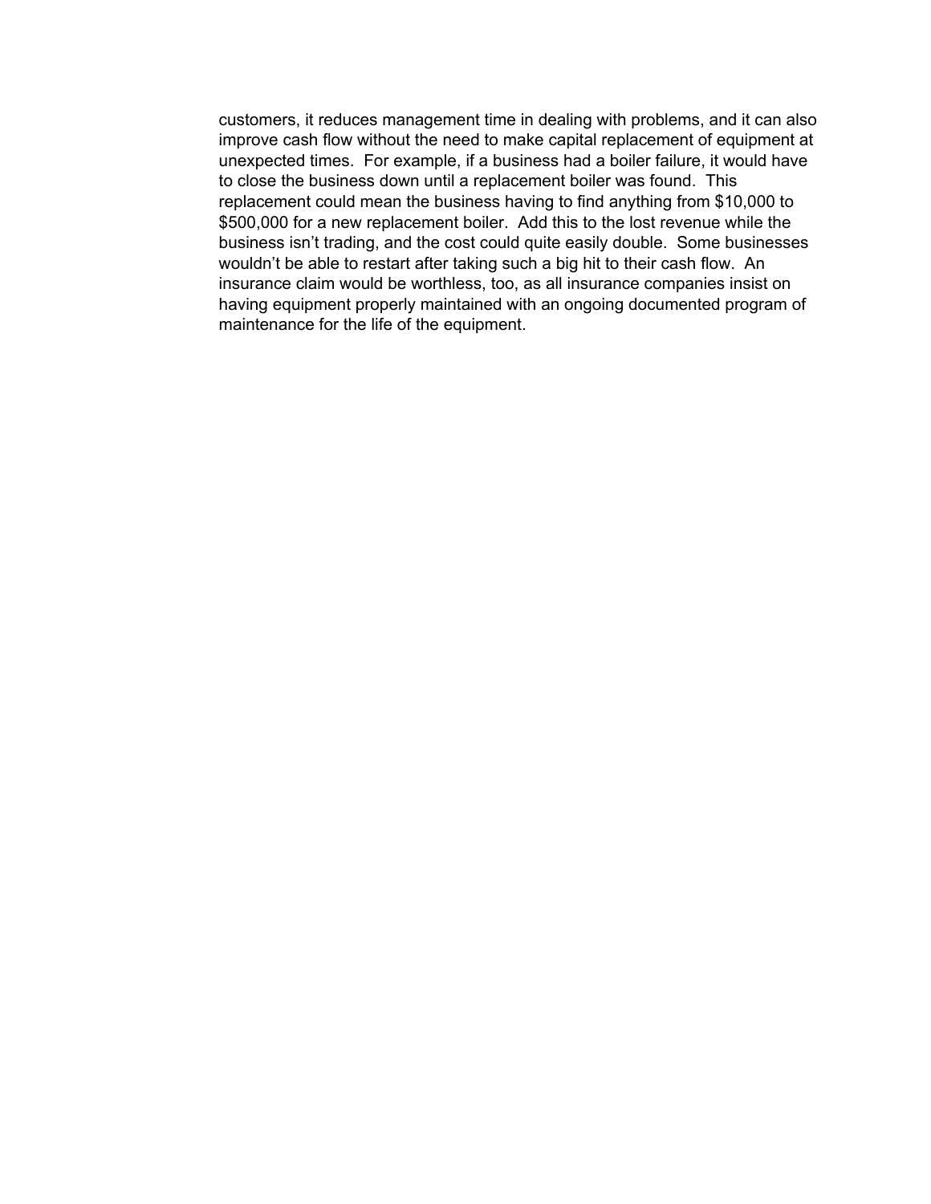customers, it reduces management time in dealing with problems, and it can also improve cash flow without the need to make capital replacement of equipment at unexpected times. For example, if a business had a boiler failure, it would have to close the business down until a replacement boiler was found. This replacement could mean the business having to find anything from $10,000 to $500,000 for a new replacement boiler. Add this to the lost revenue while the business isn't trading, and the cost could quite easily double. Some businesses wouldn't be able to restart after taking such a big hit to their cash flow. An insurance claim would be worthless, too, as all insurance companies insist on having equipment properly maintained with an ongoing documented program of maintenance for the life of the equipment.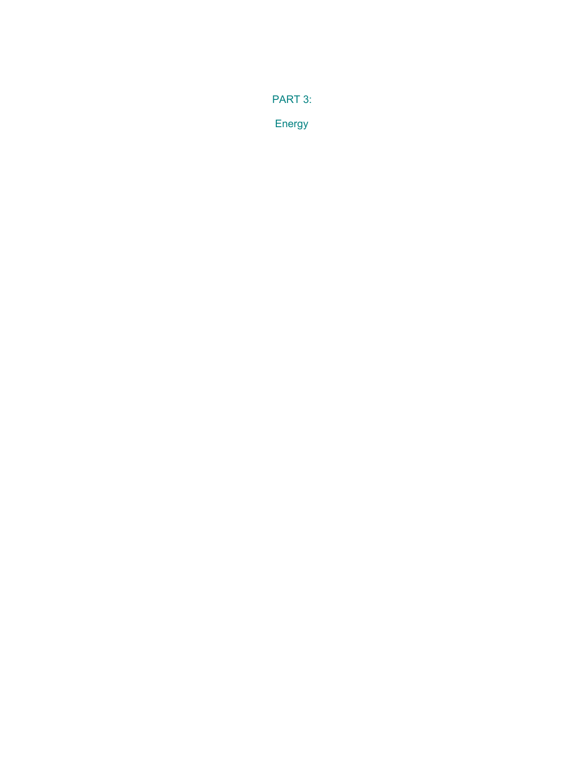# PART 3:

# Energy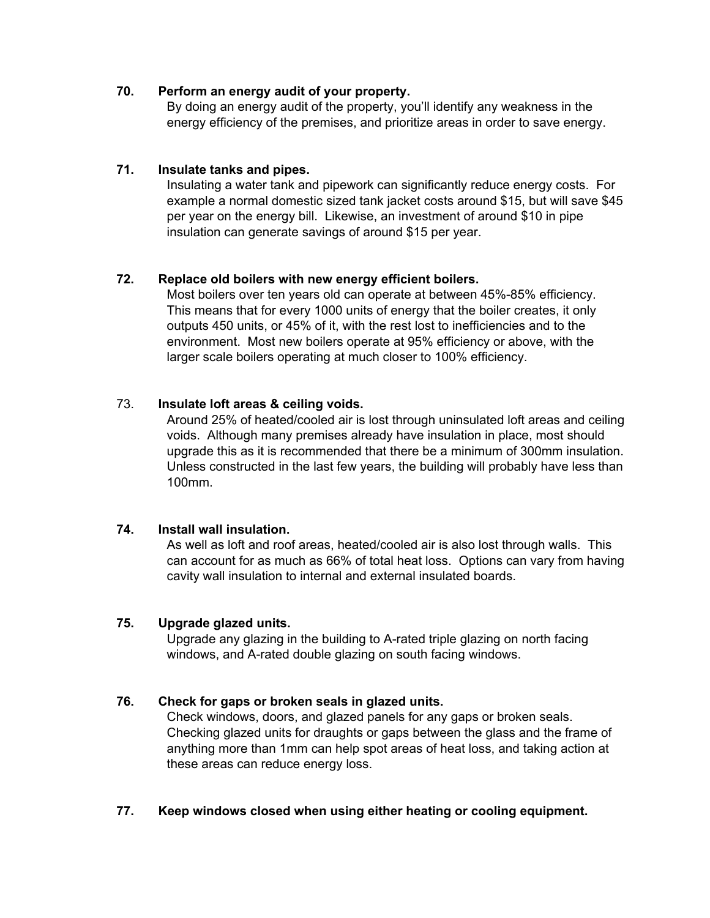**70. Perform an energy audit of your property.**

By doing an energy audit of the property, you'll identify any weakness in the energy efficiency of the premises, and prioritize areas in order to save energy.

**71. Insulate tanks and pipes.**

Insulating a water tank and pipework can significantly reduce energy costs. For example a normal domestic sized tank jacket costs around $15, but will save $45 per year on the energy bill. Likewise, an investment of around $10 in pipe insulation can generate savings of around $15 per year.

**72. Replace old boilers with new energy efficient boilers.**

Most boilers over ten years old can operate at between 45%-85% efficiency. This means that for every 1000 units of energy that the boiler creates, it only outputs 450 units, or 45% of it, with the rest lost to inefficiencies and to the environment. Most new boilers operate at 95% efficiency or above, with the larger scale boilers operating at much closer to 100% efficiency.

73. **Insulate loft areas & ceiling voids.**

Around 25% of heated/cooled air is lost through uninsulated loft areas and ceiling voids. Although many premises already have insulation in place, most should upgrade this as it is recommended that there be a minimum of 300mm insulation. Unless constructed in the last few years, the building will probably have less than 100mm.

**74. Install wall insulation.**

As well as loft and roof areas, heated/cooled air is also lost through walls. This can account for as much as 66% of total heat loss. Options can vary from having cavity wall insulation to internal and external insulated boards.

**75. Upgrade glazed units.**

Upgrade any glazing in the building to A-rated triple glazing on north facing windows, and A-rated double glazing on south facing windows.

**76. Check for gaps or broken seals in glazed units.**

Check windows, doors, and glazed panels for any gaps or broken seals. Checking glazed units for draughts or gaps between the glass and the frame of anything more than 1mm can help spot areas of heat loss, and taking action at these areas can reduce energy loss.

**77. Keep windows closed when using either heating or cooling equipment.**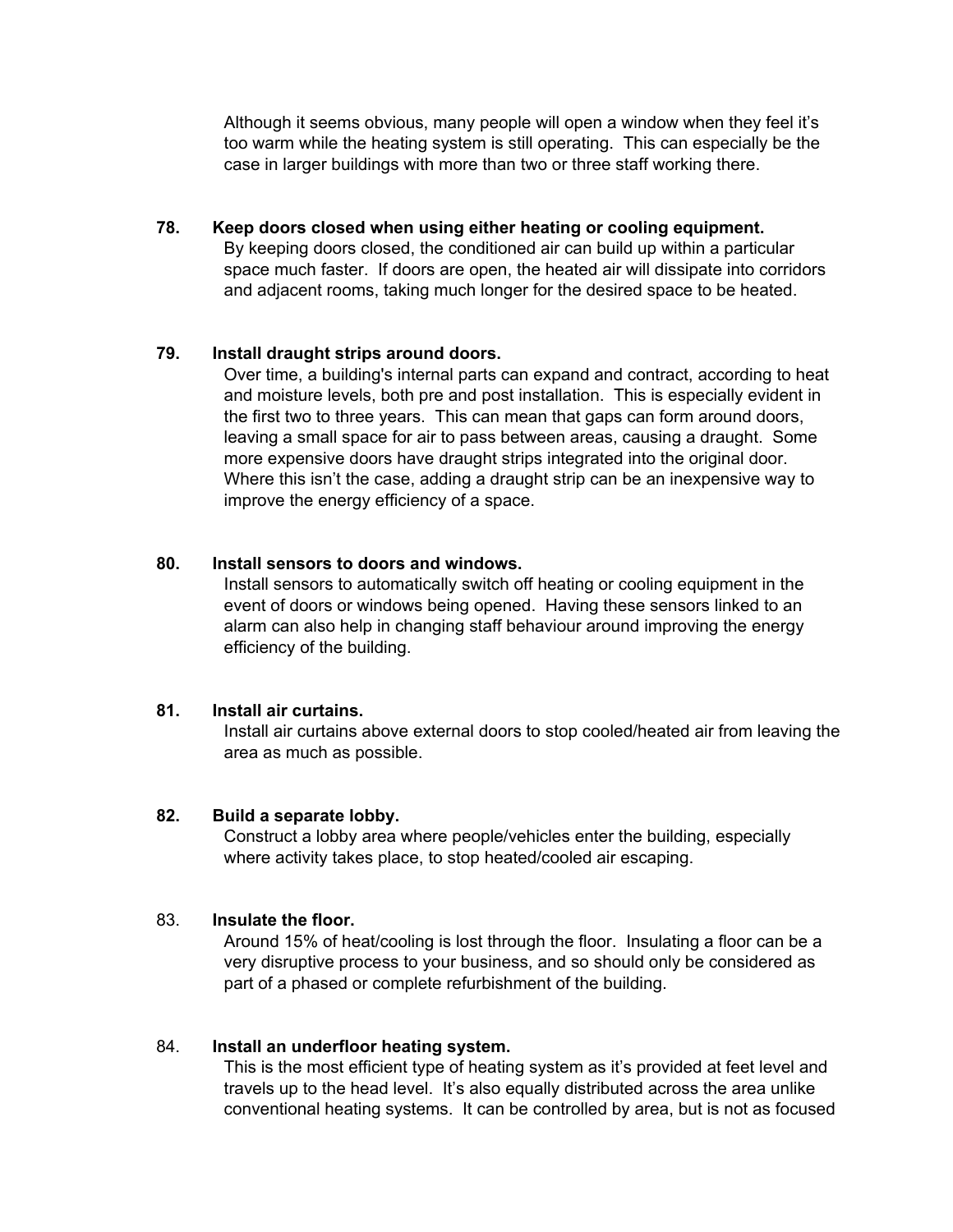Although it seems obvious, many people will open a window when they feel it's too warm while the heating system is still operating. This can especially be the case in larger buildings with more than two or three staff working there.

**78. Keep doors closed when using either heating or cooling equipment.**

By keeping doors closed, the conditioned air can build up within a particular space much faster. If doors are open, the heated air will dissipate into corridors and adjacent rooms, taking much longer for the desired space to be heated.

**79. Install draught strips around doors.**

Over time, a building's internal parts can expand and contract, according to heat and moisture levels, both pre and post installation. This is especially evident in the first two to three years. This can mean that gaps can form around doors, leaving a small space for air to pass between areas, causing a draught. Some more expensive doors have draught strips integrated into the original door. Where this isn't the case, adding a draught strip can be an inexpensive way to improve the energy efficiency of a space.

**80. Install sensors to doors and windows.**

Install sensors to automatically switch off heating or cooling equipment in the event of doors or windows being opened. Having these sensors linked to an alarm can also help in changing staff behaviour around improving the energy efficiency of the building.

**81. Install air curtains.**

Install air curtains above external doors to stop cooled/heated air from leaving the area as much as possible.

**82. Build a separate lobby.**

Construct a lobby area where people/vehicles enter the building, especially where activity takes place, to stop heated/cooled air escaping.

83. **Insulate the floor.**

Around 15% of heat/cooling is lost through the floor. Insulating a floor can be a very disruptive process to your business, and so should only be considered as part of a phased or complete refurbishment of the building.

84. **Install an underfloor heating system.**

This is the most efficient type of heating system as it's provided at feet level and travels up to the head level. It's also equally distributed across the area unlike conventional heating systems. It can be controlled by area, but is not as focused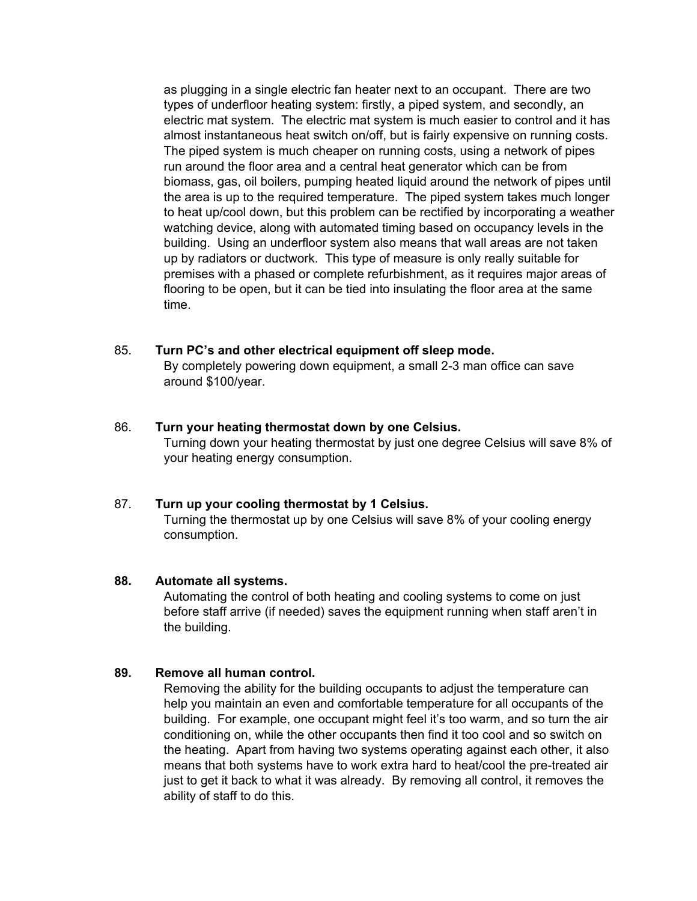as plugging in a single electric fan heater next to an occupant. There are two types of underfloor heating system: firstly, a piped system, and secondly, an electric mat system. The electric mat system is much easier to control and it has almost instantaneous heat switch on/off, but is fairly expensive on running costs. The piped system is much cheaper on running costs, using a network of pipes run around the floor area and a central heat generator which can be from biomass, gas, oil boilers, pumping heated liquid around the network of pipes until the area is up to the required temperature. The piped system takes much longer to heat up/cool down, but this problem can be rectified by incorporating a weather watching device, along with automated timing based on occupancy levels in the building. Using an underfloor system also means that wall areas are not taken up by radiators or ductwork. This type of measure is only really suitable for premises with a phased or complete refurbishment, as it requires major areas of flooring to be open, but it can be tied into insulating the floor area at the same time.

85. **Turn PC's and other electrical equipment off sleep mode.**
By completely powering down equipment, a small 2-3 man office can save around $100/year.

86. **Turn your heating thermostat down by one Celsius.**
Turning down your heating thermostat by just one degree Celsius will save 8% of your heating energy consumption.

87. **Turn up your cooling thermostat by 1 Celsius.**
Turning the thermostat up by one Celsius will save 8% of your cooling energy consumption.

**88. Automate all systems.**
Automating the control of both heating and cooling systems to come on just before staff arrive (if needed) saves the equipment running when staff aren't in the building.

**89. Remove all human control.**
Removing the ability for the building occupants to adjust the temperature can help you maintain an even and comfortable temperature for all occupants of the building. For example, one occupant might feel it's too warm, and so turn the air conditioning on, while the other occupants then find it too cool and so switch on the heating. Apart from having two systems operating against each other, it also means that both systems have to work extra hard to heat/cool the pre-treated air just to get it back to what it was already. By removing all control, it removes the ability of staff to do this.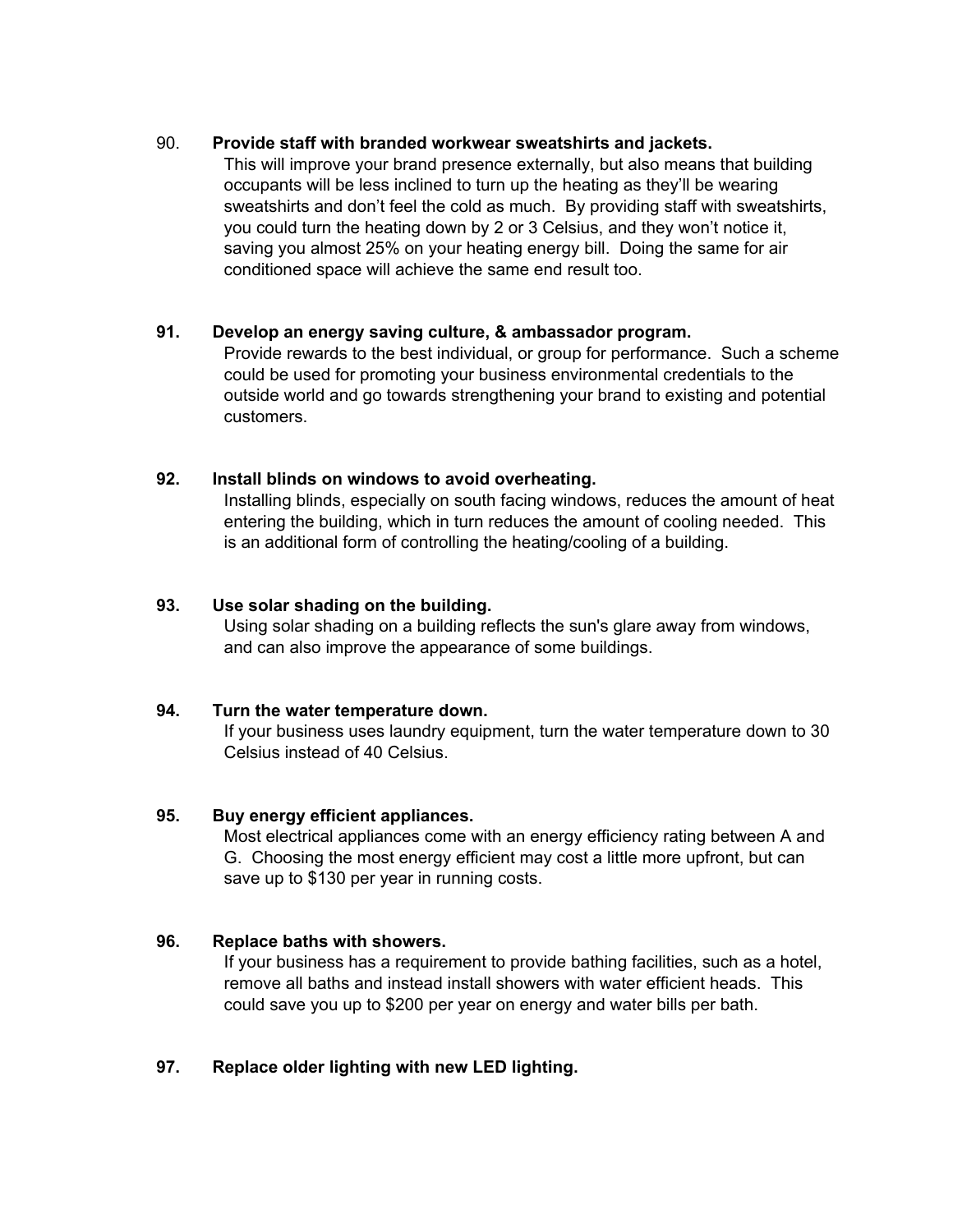90. **Provide staff with branded workwear sweatshirts and jackets.**
This will improve your brand presence externally, but also means that building occupants will be less inclined to turn up the heating as they'll be wearing sweatshirts and don't feel the cold as much. By providing staff with sweatshirts, you could turn the heating down by 2 or 3 Celsius, and they won't notice it, saving you almost 25% on your heating energy bill. Doing the same for air conditioned space will achieve the same end result too.

**91. Develop an energy saving culture, & ambassador program.**
Provide rewards to the best individual, or group for performance. Such a scheme could be used for promoting your business environmental credentials to the outside world and go towards strengthening your brand to existing and potential customers.

**92. Install blinds on windows to avoid overheating.**
Installing blinds, especially on south facing windows, reduces the amount of heat entering the building, which in turn reduces the amount of cooling needed. This is an additional form of controlling the heating/cooling of a building.

**93. Use solar shading on the building.**
Using solar shading on a building reflects the sun's glare away from windows, and can also improve the appearance of some buildings.

**94. Turn the water temperature down.**
If your business uses laundry equipment, turn the water temperature down to 30 Celsius instead of 40 Celsius.

**95. Buy energy efficient appliances.**
Most electrical appliances come with an energy efficiency rating between A and G. Choosing the most energy efficient may cost a little more upfront, but can save up to $130 per year in running costs.

**96. Replace baths with showers.**
If your business has a requirement to provide bathing facilities, such as a hotel, remove all baths and instead install showers with water efficient heads. This could save you up to $200 per year on energy and water bills per bath.

**97. Replace older lighting with new LED lighting.**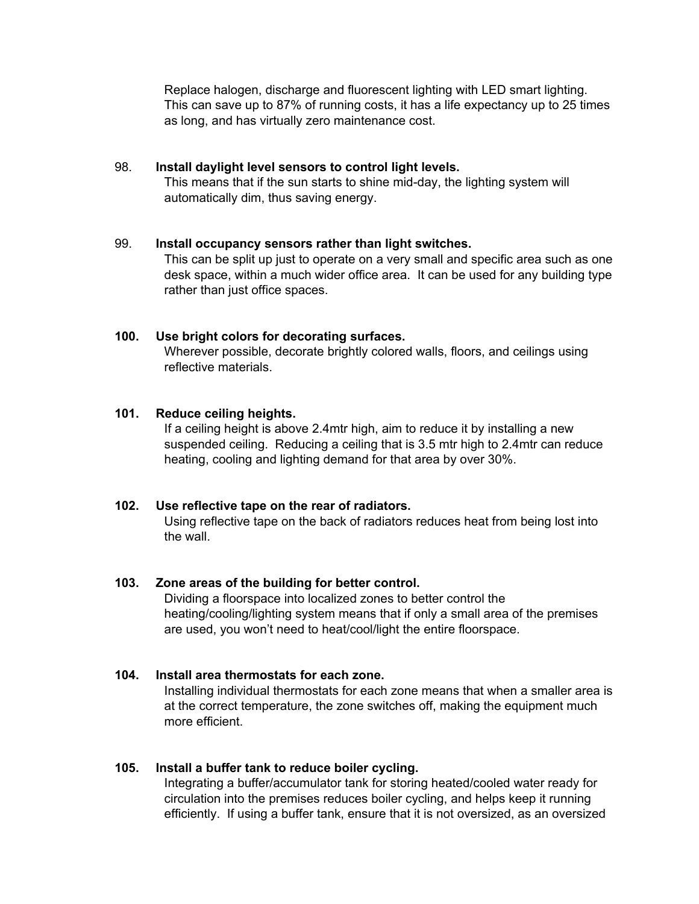Replace halogen, discharge and fluorescent lighting with LED smart lighting. This can save up to 87% of running costs, it has a life expectancy up to 25 times as long, and has virtually zero maintenance cost.

98. **Install daylight level sensors to control light levels.**
This means that if the sun starts to shine mid-day, the lighting system will automatically dim, thus saving energy.

99. **Install occupancy sensors rather than light switches.**
This can be split up just to operate on a very small and specific area such as one desk space, within a much wider office area. It can be used for any building type rather than just office spaces.

**100. Use bright colors for decorating surfaces.**
Wherever possible, decorate brightly colored walls, floors, and ceilings using reflective materials.

**101. Reduce ceiling heights.**
If a ceiling height is above 2.4mtr high, aim to reduce it by installing a new suspended ceiling. Reducing a ceiling that is 3.5 mtr high to 2.4mtr can reduce heating, cooling and lighting demand for that area by over 30%.

**102. Use reflective tape on the rear of radiators.**
Using reflective tape on the back of radiators reduces heat from being lost into the wall.

**103. Zone areas of the building for better control.**
Dividing a floorspace into localized zones to better control the heating/cooling/lighting system means that if only a small area of the premises are used, you won't need to heat/cool/light the entire floorspace.

**104. Install area thermostats for each zone.**
Installing individual thermostats for each zone means that when a smaller area is at the correct temperature, the zone switches off, making the equipment much more efficient.

**105. Install a buffer tank to reduce boiler cycling.**
Integrating a buffer/accumulator tank for storing heated/cooled water ready for circulation into the premises reduces boiler cycling, and helps keep it running efficiently. If using a buffer tank, ensure that it is not oversized, as an oversized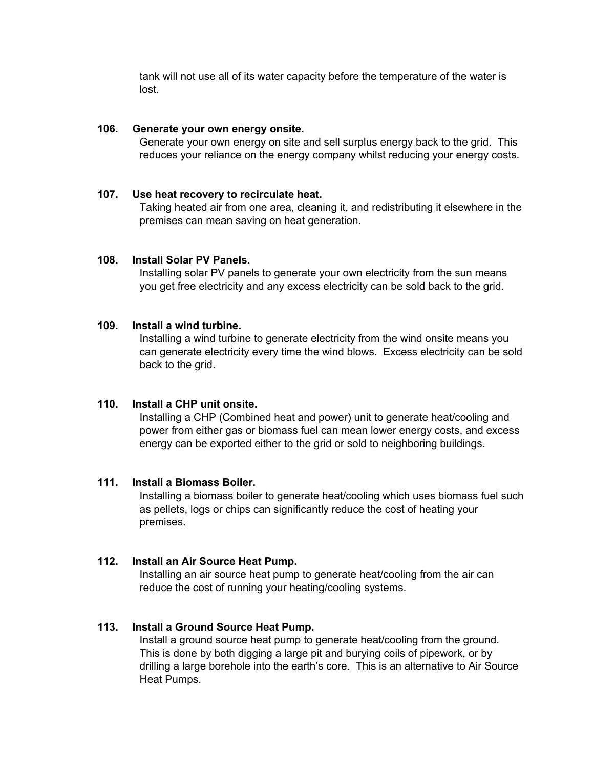tank will not use all of its water capacity before the temperature of the water is lost.

**106. Generate your own energy onsite.**
Generate your own energy on site and sell surplus energy back to the grid. This reduces your reliance on the energy company whilst reducing your energy costs.

**107. Use heat recovery to recirculate heat.**
Taking heated air from one area, cleaning it, and redistributing it elsewhere in the premises can mean saving on heat generation.

**108. Install Solar PV Panels.**
Installing solar PV panels to generate your own electricity from the sun means you get free electricity and any excess electricity can be sold back to the grid.

**109. Install a wind turbine.**
Installing a wind turbine to generate electricity from the wind onsite means you can generate electricity every time the wind blows. Excess electricity can be sold back to the grid.

**110. Install a CHP unit onsite.**
Installing a CHP (Combined heat and power) unit to generate heat/cooling and power from either gas or biomass fuel can mean lower energy costs, and excess energy can be exported either to the grid or sold to neighboring buildings.

**111. Install a Biomass Boiler.**
Installing a biomass boiler to generate heat/cooling which uses biomass fuel such as pellets, logs or chips can significantly reduce the cost of heating your premises.

**112. Install an Air Source Heat Pump.**
Installing an air source heat pump to generate heat/cooling from the air can reduce the cost of running your heating/cooling systems.

**113. Install a Ground Source Heat Pump.**
Install a ground source heat pump to generate heat/cooling from the ground. This is done by both digging a large pit and burying coils of pipework, or by drilling a large borehole into the earth's core. This is an alternative to Air Source Heat Pumps.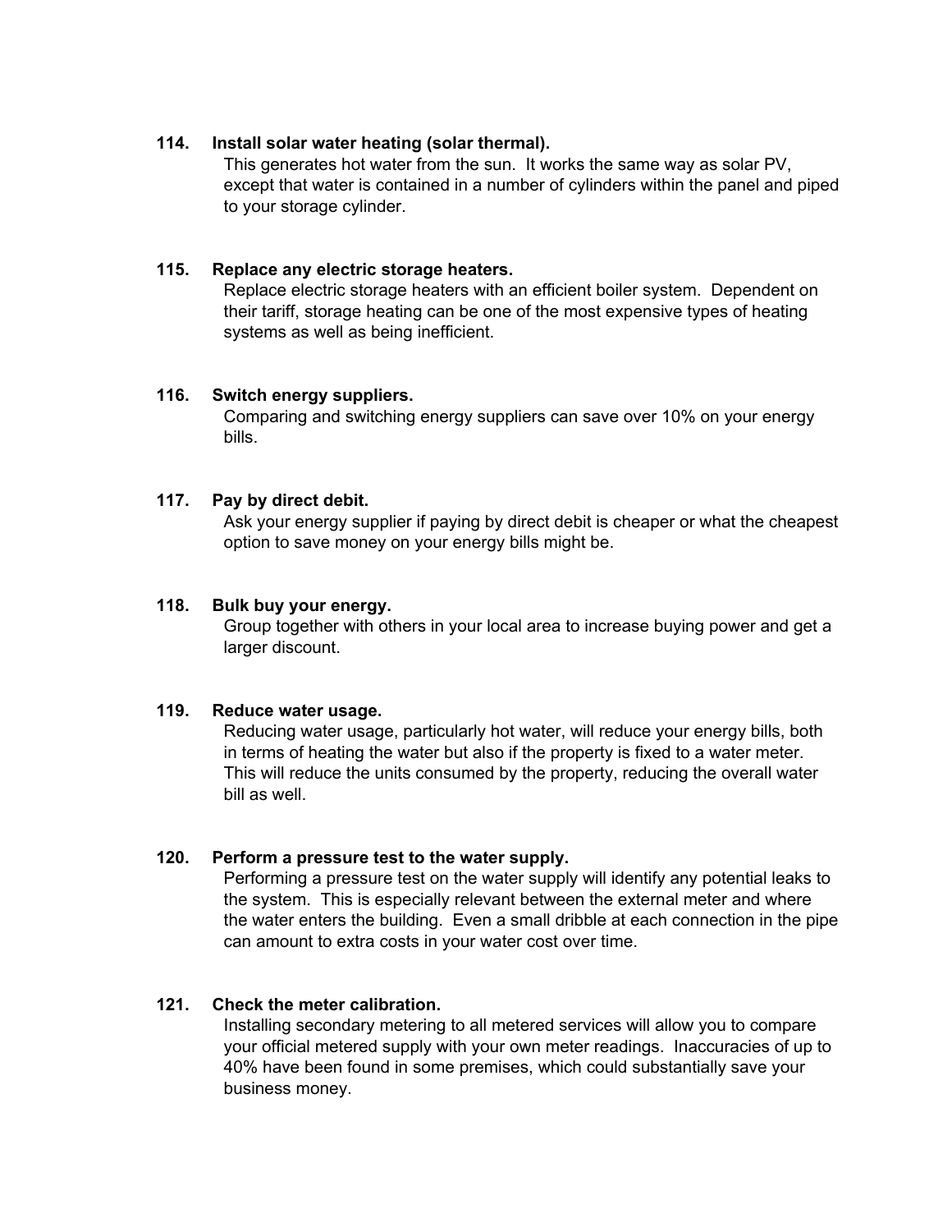**114. Install solar water heating (solar thermal).**

This generates hot water from the sun. It works the same way as solar PV, except that water is contained in a number of cylinders within the panel and piped to your storage cylinder.

**115. Replace any electric storage heaters.**

Replace electric storage heaters with an efficient boiler system. Dependent on their tariff, storage heating can be one of the most expensive types of heating systems as well as being inefficient.

**116. Switch energy suppliers.**

Comparing and switching energy suppliers can save over 10% on your energy bills.

**117. Pay by direct debit.**

Ask your energy supplier if paying by direct debit is cheaper or what the cheapest option to save money on your energy bills might be.

**118. Bulk buy your energy.**

Group together with others in your local area to increase buying power and get a larger discount.

**119. Reduce water usage.**

Reducing water usage, particularly hot water, will reduce your energy bills, both in terms of heating the water but also if the property is fixed to a water meter. This will reduce the units consumed by the property, reducing the overall water bill as well.

**120. Perform a pressure test to the water supply.**

Performing a pressure test on the water supply will identify any potential leaks to the system. This is especially relevant between the external meter and where the water enters the building. Even a small dribble at each connection in the pipe can amount to extra costs in your water cost over time.

**121. Check the meter calibration.**

Installing secondary metering to all metered services will allow you to compare your official metered supply with your own meter readings. Inaccuracies of up to 40% have been found in some premises, which could substantially save your business money.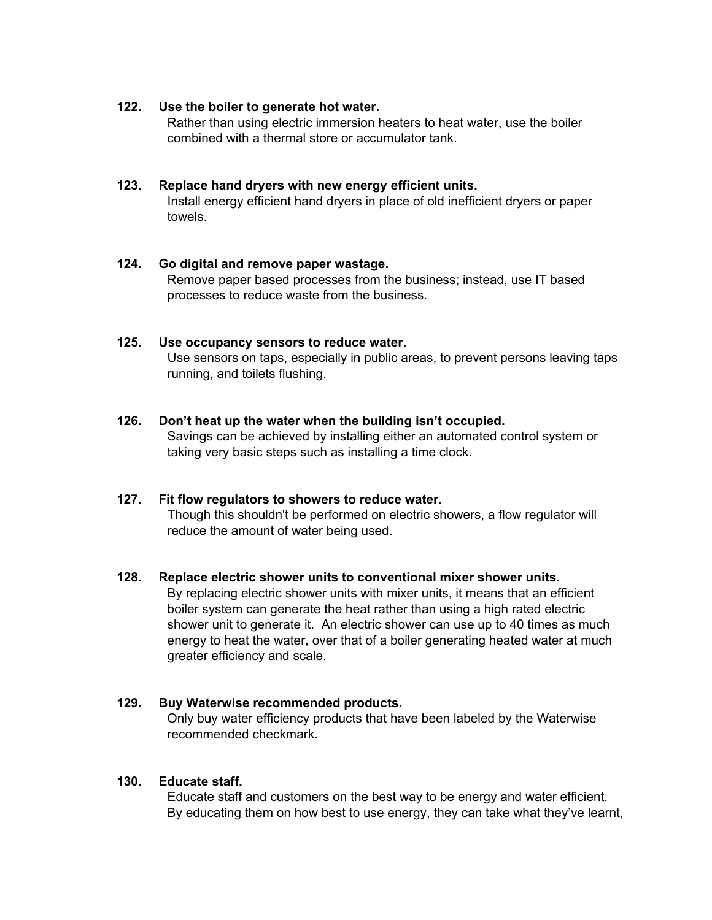**122. Use the boiler to generate hot water.**

Rather than using electric immersion heaters to heat water, use the boiler combined with a thermal store or accumulator tank.

**123. Replace hand dryers with new energy efficient units.**

Install energy efficient hand dryers in place of old inefficient dryers or paper towels.

**124. Go digital and remove paper wastage.**

Remove paper based processes from the business; instead, use IT based processes to reduce waste from the business.

**125. Use occupancy sensors to reduce water.**

Use sensors on taps, especially in public areas, to prevent persons leaving taps running, and toilets flushing.

**126. Don't heat up the water when the building isn't occupied.**

Savings can be achieved by installing either an automated control system or taking very basic steps such as installing a time clock.

**127. Fit flow regulators to showers to reduce water.**

Though this shouldn't be performed on electric showers, a flow regulator will reduce the amount of water being used.

**128. Replace electric shower units to conventional mixer shower units.**

By replacing electric shower units with mixer units, it means that an efficient boiler system can generate the heat rather than using a high rated electric shower unit to generate it. An electric shower can use up to 40 times as much energy to heat the water, over that of a boiler generating heated water at much greater efficiency and scale.

**129. Buy Waterwise recommended products.**

Only buy water efficiency products that have been labeled by the Waterwise recommended checkmark.

**130. Educate staff.**

Educate staff and customers on the best way to be energy and water efficient. By educating them on how best to use energy, they can take what they've learnt,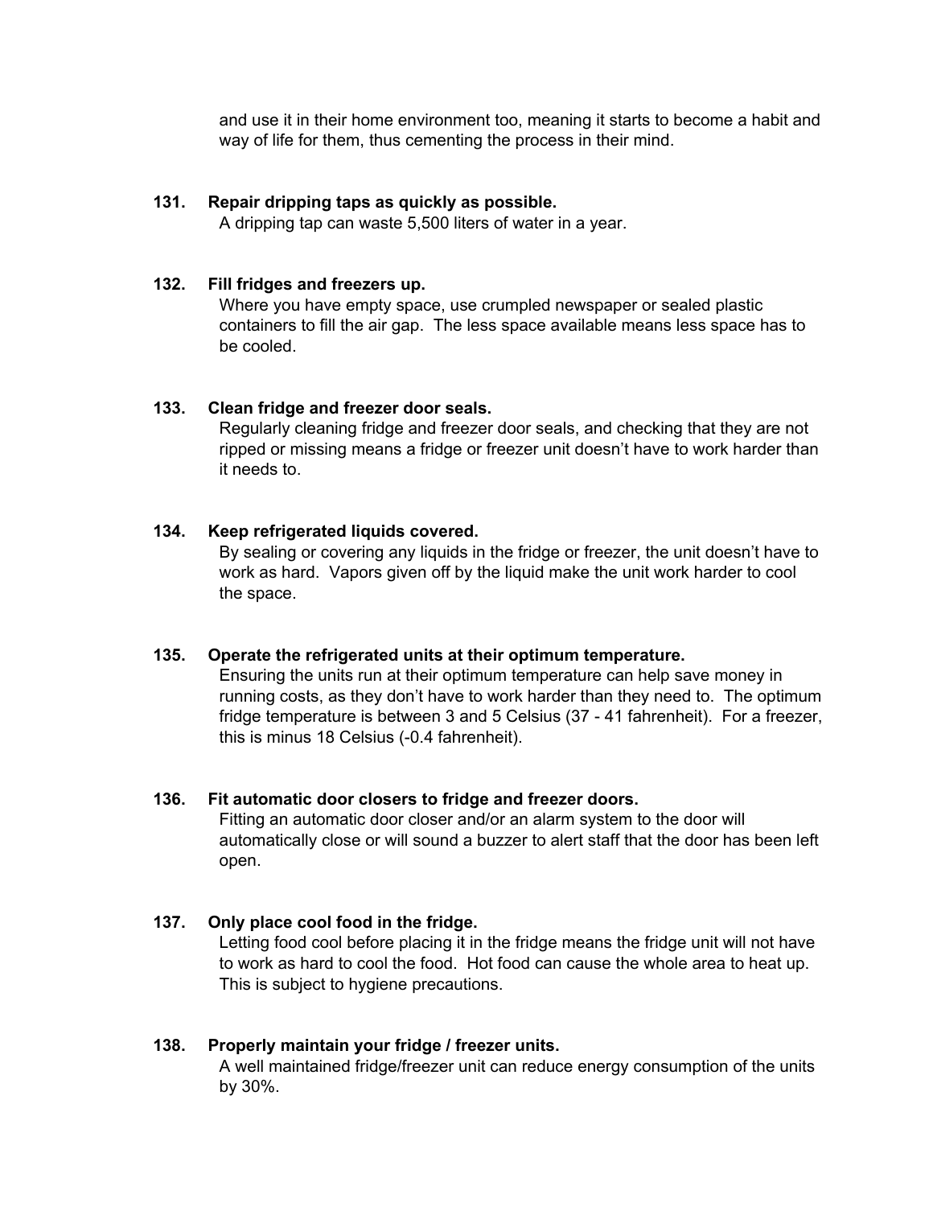and use it in their home environment too, meaning it starts to become a habit and way of life for them, thus cementing the process in their mind.

**131. Repair dripping taps as quickly as possible.**

A dripping tap can waste 5,500 liters of water in a year.

**132. Fill fridges and freezers up.**

Where you have empty space, use crumpled newspaper or sealed plastic containers to fill the air gap. The less space available means less space has to be cooled.

**133. Clean fridge and freezer door seals.**

Regularly cleaning fridge and freezer door seals, and checking that they are not ripped or missing means a fridge or freezer unit doesn't have to work harder than it needs to.

**134. Keep refrigerated liquids covered.**

By sealing or covering any liquids in the fridge or freezer, the unit doesn't have to work as hard. Vapors given off by the liquid make the unit work harder to cool the space.

**135. Operate the refrigerated units at their optimum temperature.**

Ensuring the units run at their optimum temperature can help save money in running costs, as they don't have to work harder than they need to. The optimum fridge temperature is between 3 and 5 Celsius (37 - 41 fahrenheit). For a freezer, this is minus 18 Celsius (-0.4 fahrenheit).

**136. Fit automatic door closers to fridge and freezer doors.**

Fitting an automatic door closer and/or an alarm system to the door will automatically close or will sound a buzzer to alert staff that the door has been left open.

**137. Only place cool food in the fridge.**

Letting food cool before placing it in the fridge means the fridge unit will not have to work as hard to cool the food. Hot food can cause the whole area to heat up. This is subject to hygiene precautions.

**138. Properly maintain your fridge / freezer units.**

A well maintained fridge/freezer unit can reduce energy consumption of the units by 30%.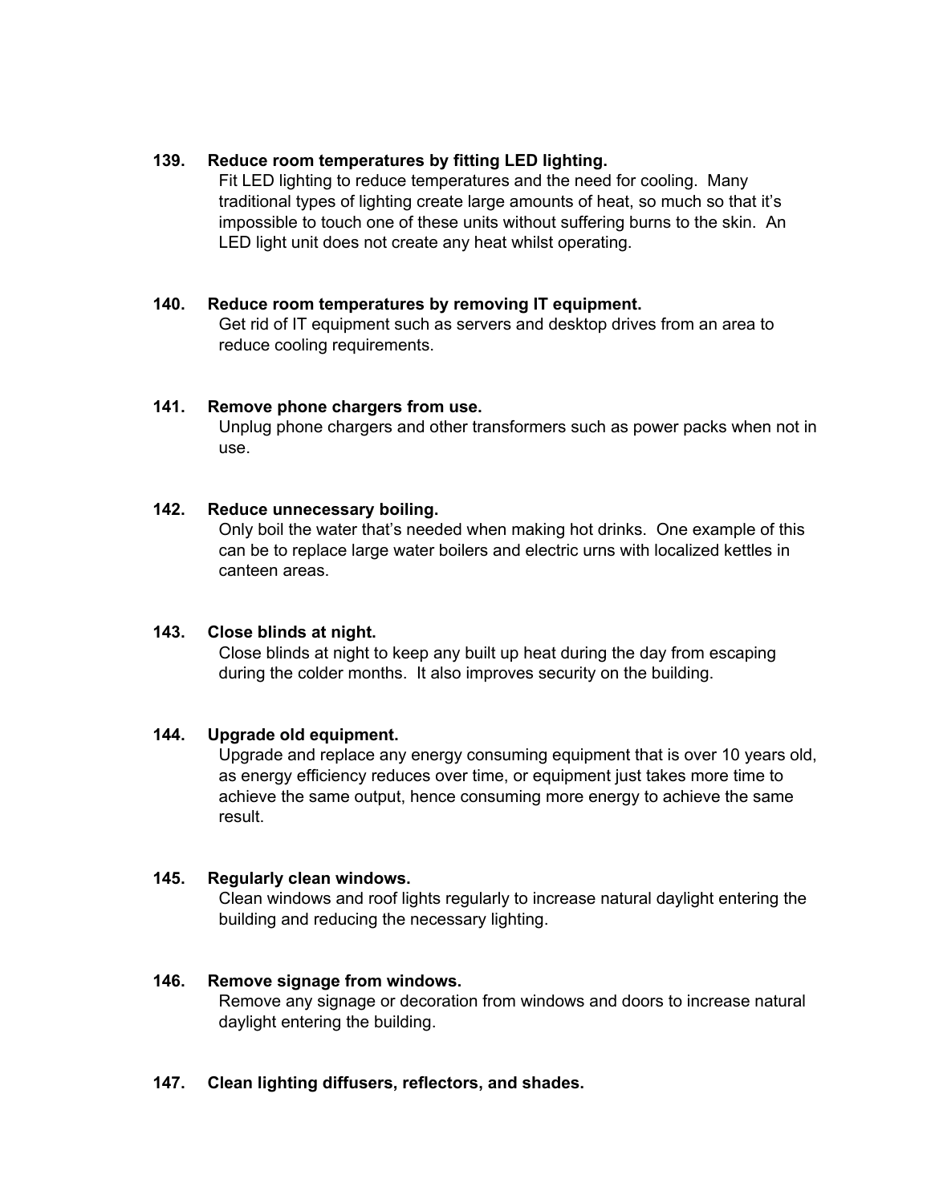**139. Reduce room temperatures by fitting LED lighting.**

Fit LED lighting to reduce temperatures and the need for cooling. Many traditional types of lighting create large amounts of heat, so much so that it's impossible to touch one of these units without suffering burns to the skin. An LED light unit does not create any heat whilst operating.

**140. Reduce room temperatures by removing IT equipment.**

Get rid of IT equipment such as servers and desktop drives from an area to reduce cooling requirements.

**141. Remove phone chargers from use.**

Unplug phone chargers and other transformers such as power packs when not in use.

**142. Reduce unnecessary boiling.**

Only boil the water that's needed when making hot drinks. One example of this can be to replace large water boilers and electric urns with localized kettles in canteen areas.

**143. Close blinds at night.**

Close blinds at night to keep any built up heat during the day from escaping during the colder months. It also improves security on the building.

**144. Upgrade old equipment.**

Upgrade and replace any energy consuming equipment that is over 10 years old, as energy efficiency reduces over time, or equipment just takes more time to achieve the same output, hence consuming more energy to achieve the same result.

**145. Regularly clean windows.**

Clean windows and roof lights regularly to increase natural daylight entering the building and reducing the necessary lighting.

**146. Remove signage from windows.**

Remove any signage or decoration from windows and doors to increase natural daylight entering the building.

**147. Clean lighting diffusers, reflectors, and shades.**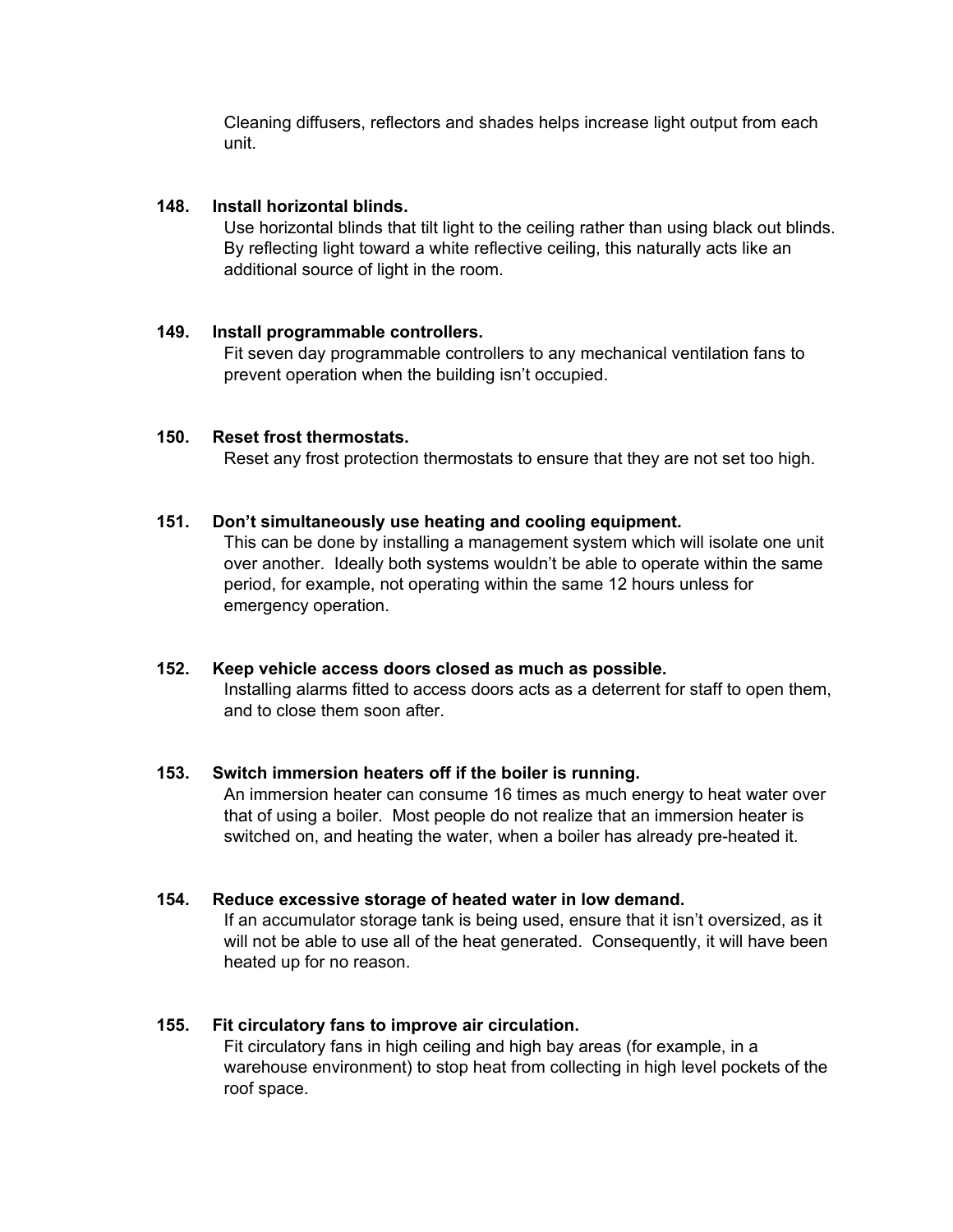Cleaning diffusers, reflectors and shades helps increase light output from each unit.

**148. Install horizontal blinds.**

Use horizontal blinds that tilt light to the ceiling rather than using black out blinds. By reflecting light toward a white reflective ceiling, this naturally acts like an additional source of light in the room.

**149. Install programmable controllers.**

Fit seven day programmable controllers to any mechanical ventilation fans to prevent operation when the building isn't occupied.

**150. Reset frost thermostats.**

Reset any frost protection thermostats to ensure that they are not set too high.

**151. Don't simultaneously use heating and cooling equipment.**

This can be done by installing a management system which will isolate one unit over another. Ideally both systems wouldn't be able to operate within the same period, for example, not operating within the same 12 hours unless for emergency operation.

**152. Keep vehicle access doors closed as much as possible.**

Installing alarms fitted to access doors acts as a deterrent for staff to open them, and to close them soon after.

**153. Switch immersion heaters off if the boiler is running.**

An immersion heater can consume 16 times as much energy to heat water over that of using a boiler. Most people do not realize that an immersion heater is switched on, and heating the water, when a boiler has already pre-heated it.

**154. Reduce excessive storage of heated water in low demand.**

If an accumulator storage tank is being used, ensure that it isn't oversized, as it will not be able to use all of the heat generated. Consequently, it will have been heated up for no reason.

**155. Fit circulatory fans to improve air circulation.**

Fit circulatory fans in high ceiling and high bay areas (for example, in a warehouse environment) to stop heat from collecting in high level pockets of the roof space.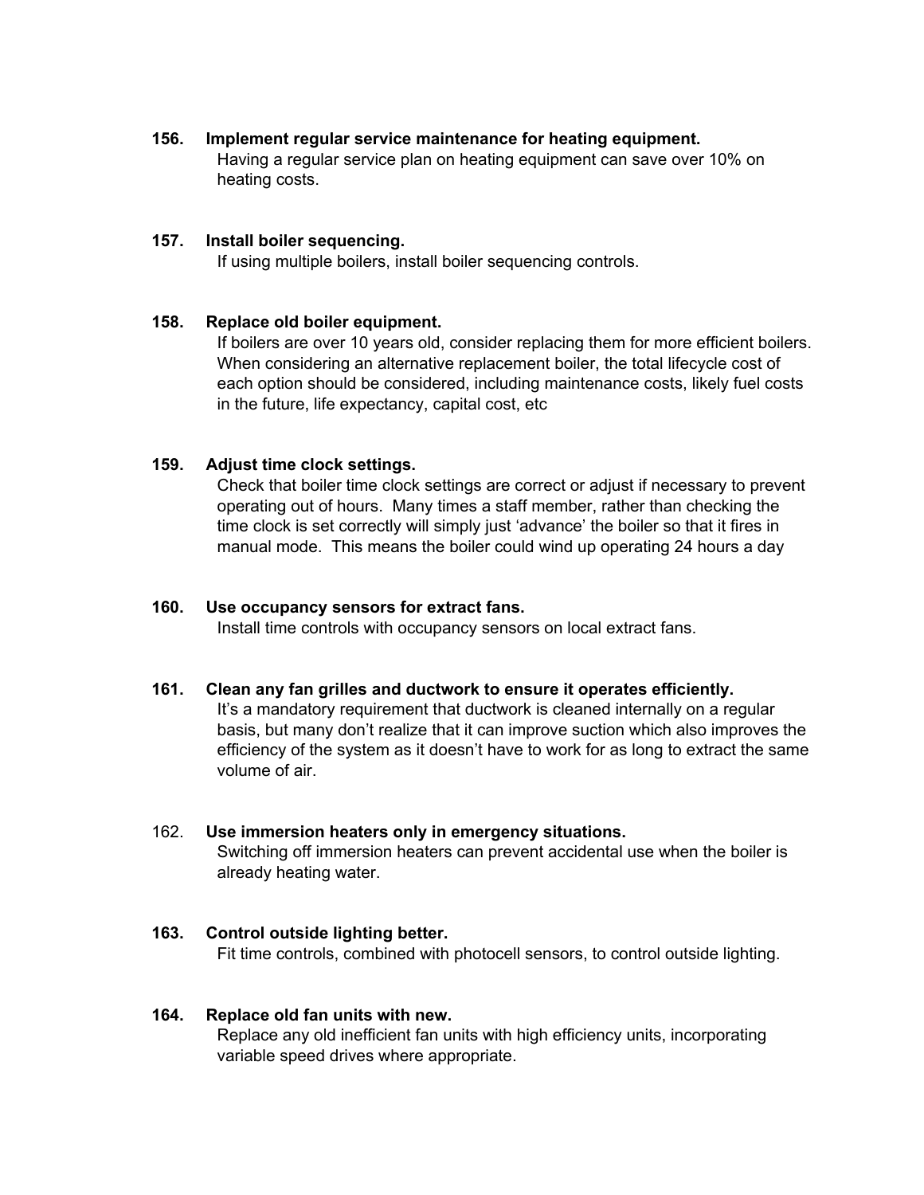**156. Implement regular service maintenance for heating equipment.**

Having a regular service plan on heating equipment can save over 10% on heating costs.

**157. Install boiler sequencing.**

If using multiple boilers, install boiler sequencing controls.

**158. Replace old boiler equipment.**

If boilers are over 10 years old, consider replacing them for more efficient boilers. When considering an alternative replacement boiler, the total lifecycle cost of each option should be considered, including maintenance costs, likely fuel costs in the future, life expectancy, capital cost, etc

**159. Adjust time clock settings.**

Check that boiler time clock settings are correct or adjust if necessary to prevent operating out of hours. Many times a staff member, rather than checking the time clock is set correctly will simply just 'advance' the boiler so that it fires in manual mode. This means the boiler could wind up operating 24 hours a day

**160. Use occupancy sensors for extract fans.**

Install time controls with occupancy sensors on local extract fans.

**161. Clean any fan grilles and ductwork to ensure it operates efficiently.**

It's a mandatory requirement that ductwork is cleaned internally on a regular basis, but many don't realize that it can improve suction which also improves the efficiency of the system as it doesn't have to work for as long to extract the same volume of air.

162. **Use immersion heaters only in emergency situations.**

Switching off immersion heaters can prevent accidental use when the boiler is already heating water.

**163. Control outside lighting better.**

Fit time controls, combined with photocell sensors, to control outside lighting.

**164. Replace old fan units with new.**

Replace any old inefficient fan units with high efficiency units, incorporating variable speed drives where appropriate.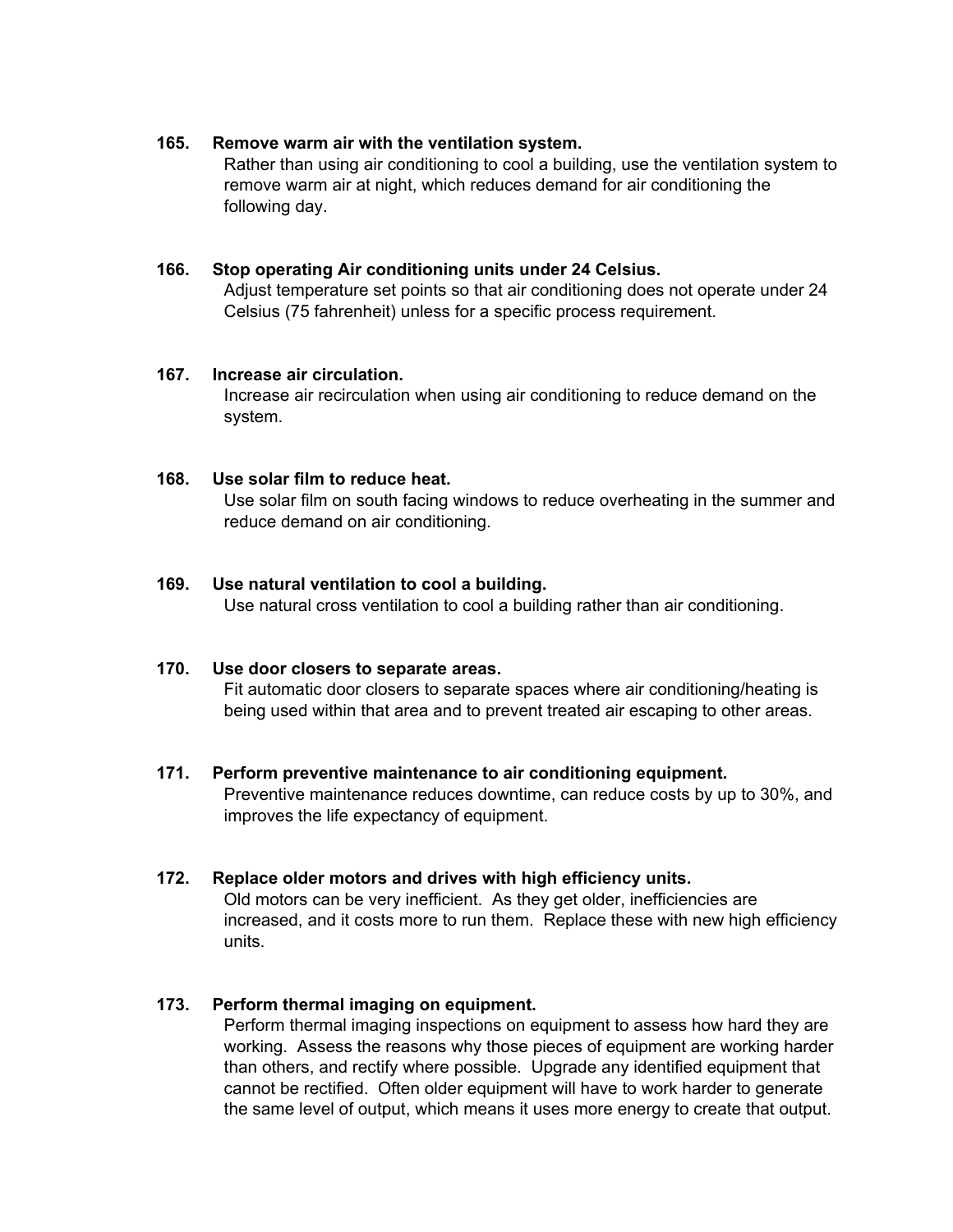**165. Remove warm air with the ventilation system.**

Rather than using air conditioning to cool a building, use the ventilation system to remove warm air at night, which reduces demand for air conditioning the following day.

**166. Stop operating Air conditioning units under 24 Celsius.**

Adjust temperature set points so that air conditioning does not operate under 24 Celsius (75 fahrenheit) unless for a specific process requirement.

**167. Increase air circulation.**

Increase air recirculation when using air conditioning to reduce demand on the system.

**168. Use solar film to reduce heat.**

Use solar film on south facing windows to reduce overheating in the summer and reduce demand on air conditioning.

**169. Use natural ventilation to cool a building.**

Use natural cross ventilation to cool a building rather than air conditioning.

**170. Use door closers to separate areas.**

Fit automatic door closers to separate spaces where air conditioning/heating is being used within that area and to prevent treated air escaping to other areas.

**171. Perform preventive maintenance to air conditioning equipment.**

Preventive maintenance reduces downtime, can reduce costs by up to 30%, and improves the life expectancy of equipment.

**172. Replace older motors and drives with high efficiency units.**

Old motors can be very inefficient. As they get older, inefficiencies are increased, and it costs more to run them. Replace these with new high efficiency units.

**173. Perform thermal imaging on equipment.**

Perform thermal imaging inspections on equipment to assess how hard they are working. Assess the reasons why those pieces of equipment are working harder than others, and rectify where possible. Upgrade any identified equipment that cannot be rectified. Often older equipment will have to work harder to generate the same level of output, which means it uses more energy to create that output.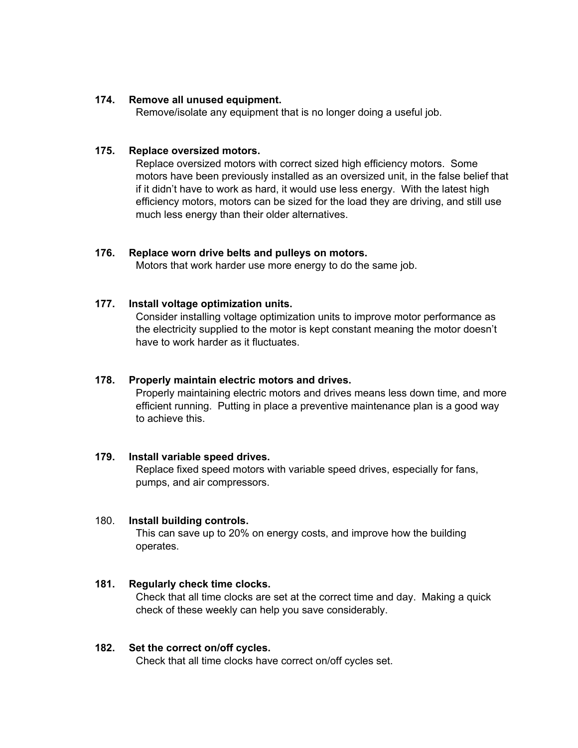**174. Remove all unused equipment.**

Remove/isolate any equipment that is no longer doing a useful job.

**175. Replace oversized motors.**

Replace oversized motors with correct sized high efficiency motors. Some motors have been previously installed as an oversized unit, in the false belief that if it didn't have to work as hard, it would use less energy. With the latest high efficiency motors, motors can be sized for the load they are driving, and still use much less energy than their older alternatives.

**176. Replace worn drive belts and pulleys on motors.**

Motors that work harder use more energy to do the same job.

**177. Install voltage optimization units.**

Consider installing voltage optimization units to improve motor performance as the electricity supplied to the motor is kept constant meaning the motor doesn't have to work harder as it fluctuates.

**178. Properly maintain electric motors and drives.**

Properly maintaining electric motors and drives means less down time, and more efficient running. Putting in place a preventive maintenance plan is a good way to achieve this.

**179. Install variable speed drives.**

Replace fixed speed motors with variable speed drives, especially for fans, pumps, and air compressors.

180. **Install building controls.**

This can save up to 20% on energy costs, and improve how the building operates.

**181. Regularly check time clocks.**

Check that all time clocks are set at the correct time and day. Making a quick check of these weekly can help you save considerably.

**182. Set the correct on/off cycles.**

Check that all time clocks have correct on/off cycles set.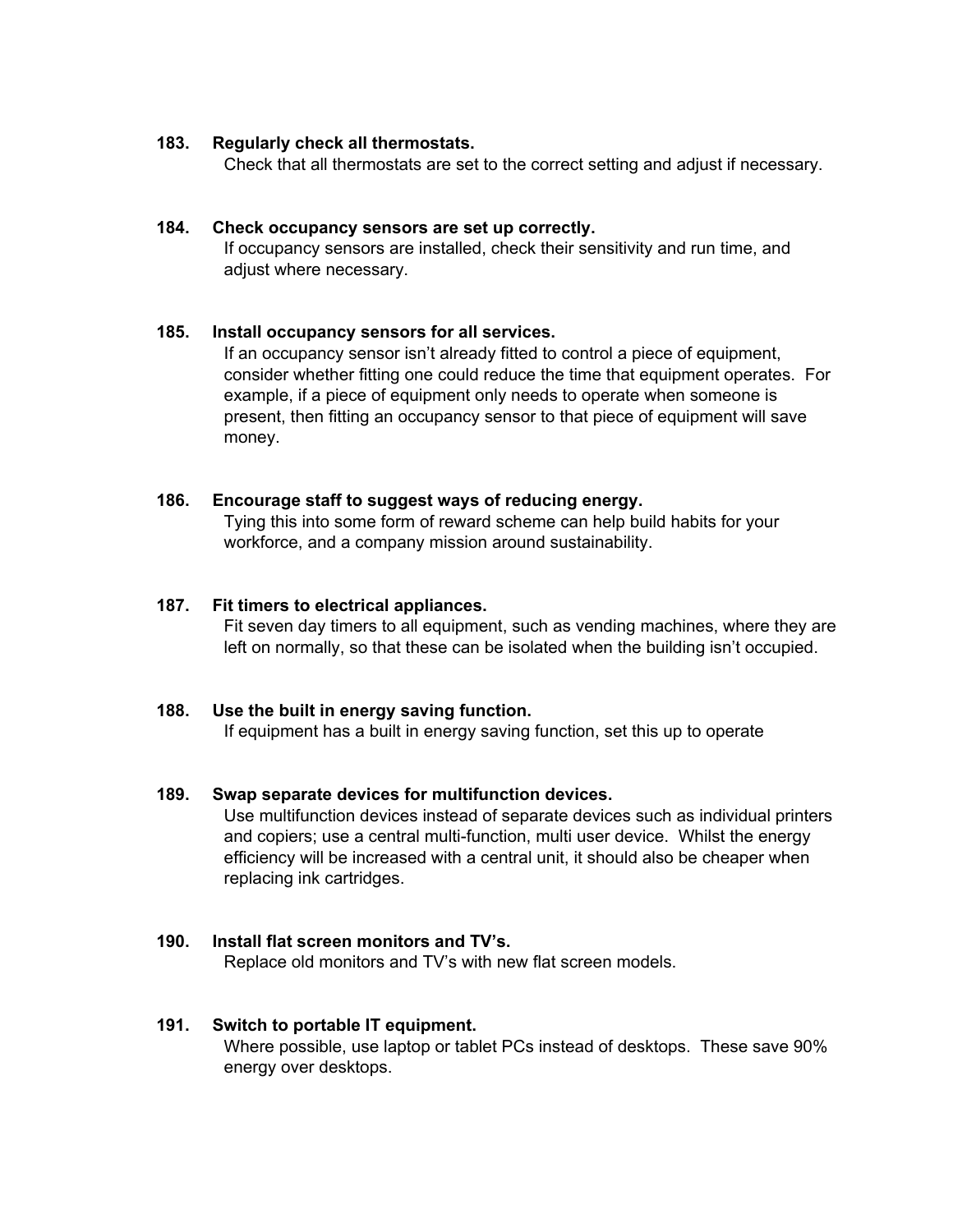**183. Regularly check all thermostats.**

Check that all thermostats are set to the correct setting and adjust if necessary.

**184. Check occupancy sensors are set up correctly.**

If occupancy sensors are installed, check their sensitivity and run time, and adjust where necessary.

**185. Install occupancy sensors for all services.**

If an occupancy sensor isn't already fitted to control a piece of equipment, consider whether fitting one could reduce the time that equipment operates. For example, if a piece of equipment only needs to operate when someone is present, then fitting an occupancy sensor to that piece of equipment will save money.

**186. Encourage staff to suggest ways of reducing energy.**

Tying this into some form of reward scheme can help build habits for your workforce, and a company mission around sustainability.

**187. Fit timers to electrical appliances.**

Fit seven day timers to all equipment, such as vending machines, where they are left on normally, so that these can be isolated when the building isn't occupied.

**188. Use the built in energy saving function.**

If equipment has a built in energy saving function, set this up to operate

**189. Swap separate devices for multifunction devices.**

Use multifunction devices instead of separate devices such as individual printers and copiers; use a central multi-function, multi user device. Whilst the energy efficiency will be increased with a central unit, it should also be cheaper when replacing ink cartridges.

**190. Install flat screen monitors and TV's.**

Replace old monitors and TV's with new flat screen models.

**191. Switch to portable IT equipment.**

Where possible, use laptop or tablet PCs instead of desktops. These save 90% energy over desktops.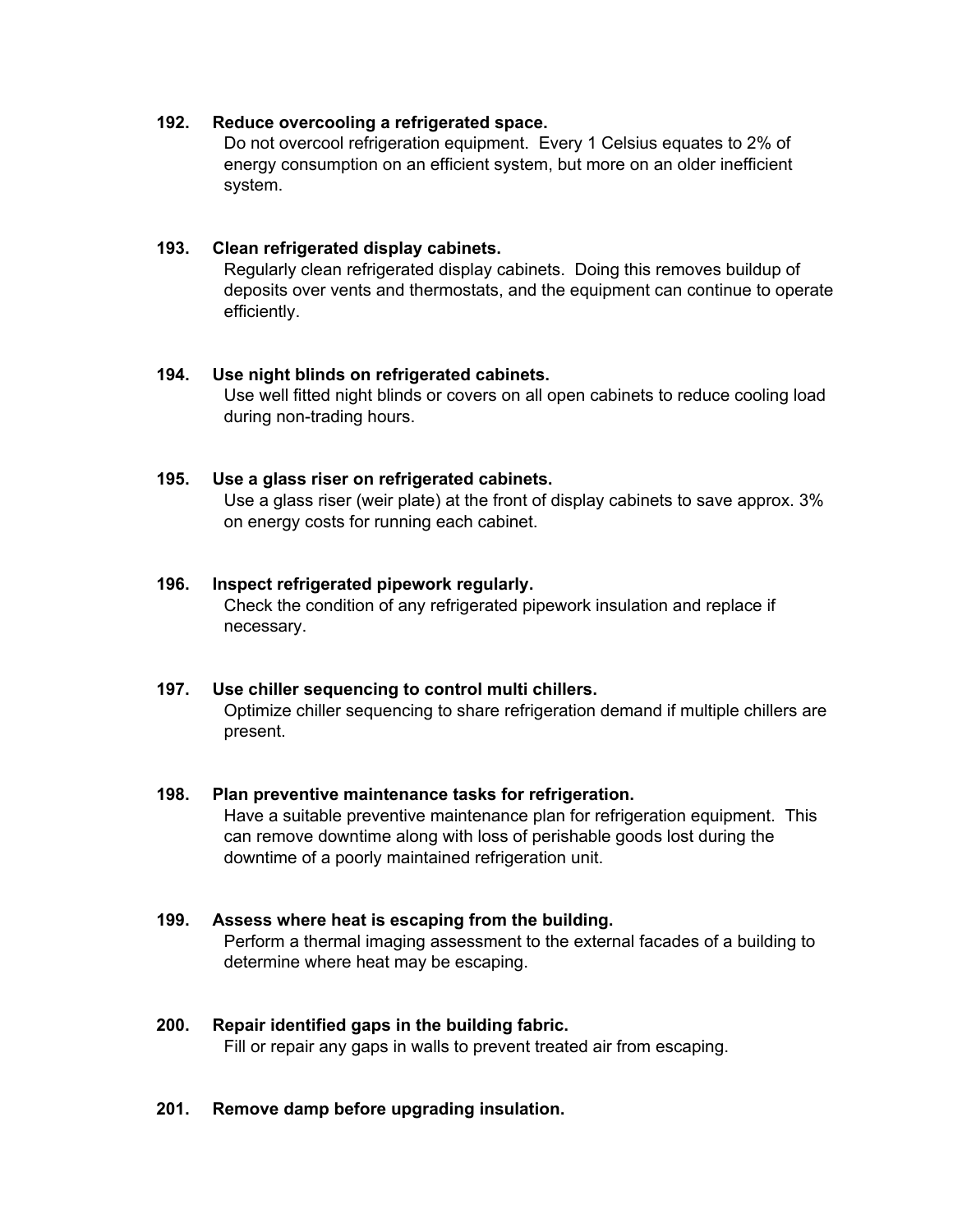**192. Reduce overcooling a refrigerated space.**

Do not overcool refrigeration equipment. Every 1 Celsius equates to 2% of energy consumption on an efficient system, but more on an older inefficient system.

**193. Clean refrigerated display cabinets.**

Regularly clean refrigerated display cabinets. Doing this removes buildup of deposits over vents and thermostats, and the equipment can continue to operate efficiently.

**194. Use night blinds on refrigerated cabinets.**

Use well fitted night blinds or covers on all open cabinets to reduce cooling load during non-trading hours.

**195. Use a glass riser on refrigerated cabinets.**

Use a glass riser (weir plate) at the front of display cabinets to save approx. 3% on energy costs for running each cabinet.

**196. Inspect refrigerated pipework regularly.**

Check the condition of any refrigerated pipework insulation and replace if necessary.

**197. Use chiller sequencing to control multi chillers.**

Optimize chiller sequencing to share refrigeration demand if multiple chillers are present.

**198. Plan preventive maintenance tasks for refrigeration.**

Have a suitable preventive maintenance plan for refrigeration equipment. This can remove downtime along with loss of perishable goods lost during the downtime of a poorly maintained refrigeration unit.

**199. Assess where heat is escaping from the building.**

Perform a thermal imaging assessment to the external facades of a building to determine where heat may be escaping.

**200. Repair identified gaps in the building fabric.**

Fill or repair any gaps in walls to prevent treated air from escaping.

**201. Remove damp before upgrading insulation.**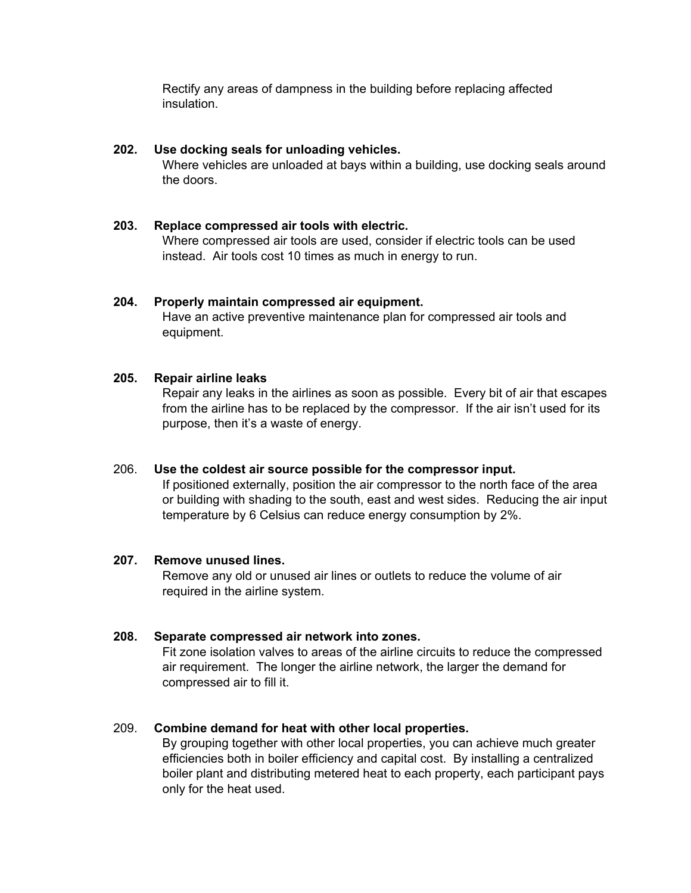Rectify any areas of dampness in the building before replacing affected insulation.

**202. Use docking seals for unloading vehicles.**
Where vehicles are unloaded at bays within a building, use docking seals around the doors.

**203. Replace compressed air tools with electric.**
Where compressed air tools are used, consider if electric tools can be used instead. Air tools cost 10 times as much in energy to run.

**204. Properly maintain compressed air equipment.**
Have an active preventive maintenance plan for compressed air tools and equipment.

**205. Repair airline leaks**
Repair any leaks in the airlines as soon as possible. Every bit of air that escapes from the airline has to be replaced by the compressor. If the air isn't used for its purpose, then it's a waste of energy.

206. **Use the coldest air source possible for the compressor input.**
If positioned externally, position the air compressor to the north face of the area or building with shading to the south, east and west sides. Reducing the air input temperature by 6 Celsius can reduce energy consumption by 2%.

**207. Remove unused lines.**
Remove any old or unused air lines or outlets to reduce the volume of air required in the airline system.

**208. Separate compressed air network into zones.**
Fit zone isolation valves to areas of the airline circuits to reduce the compressed air requirement. The longer the airline network, the larger the demand for compressed air to fill it.

209. **Combine demand for heat with other local properties.**
By grouping together with other local properties, you can achieve much greater efficiencies both in boiler efficiency and capital cost. By installing a centralized boiler plant and distributing metered heat to each property, each participant pays only for the heat used.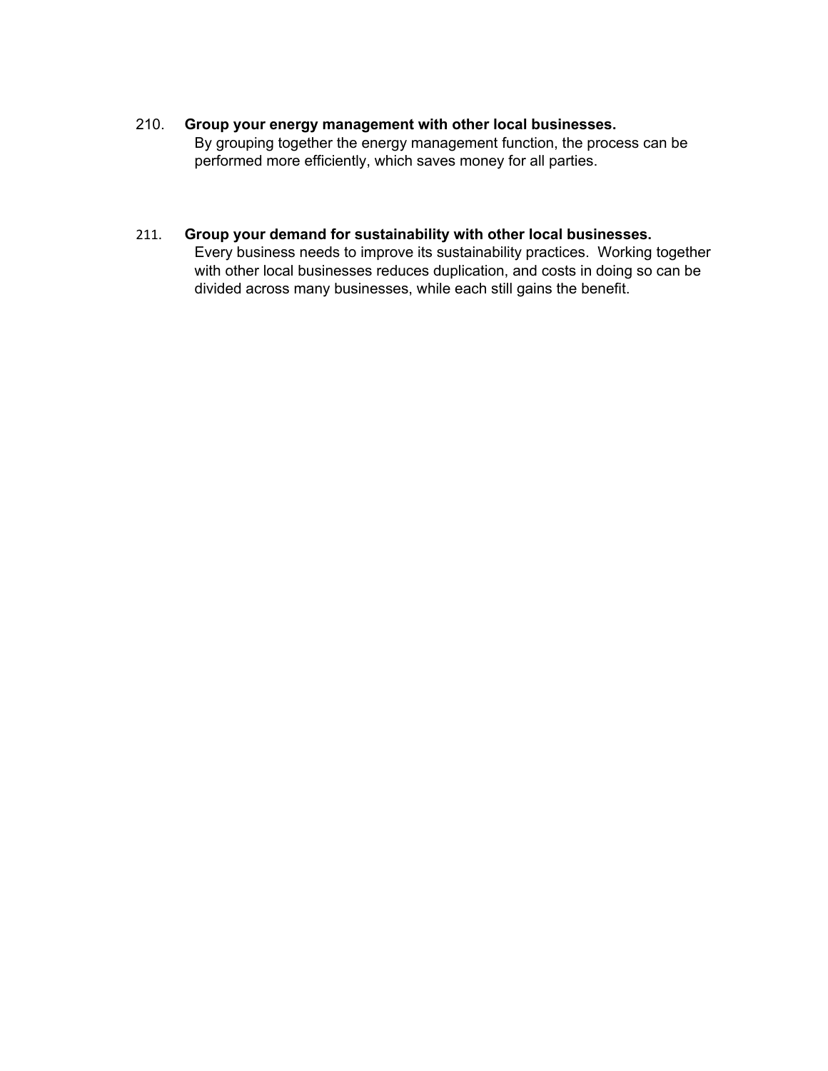210. **Group your energy management with other local businesses.**
By grouping together the energy management function, the process can be performed more efficiently, which saves money for all parties.

211. **Group your demand for sustainability with other local businesses.**
Every business needs to improve its sustainability practices. Working together with other local businesses reduces duplication, and costs in doing so can be divided across many businesses, while each still gains the benefit.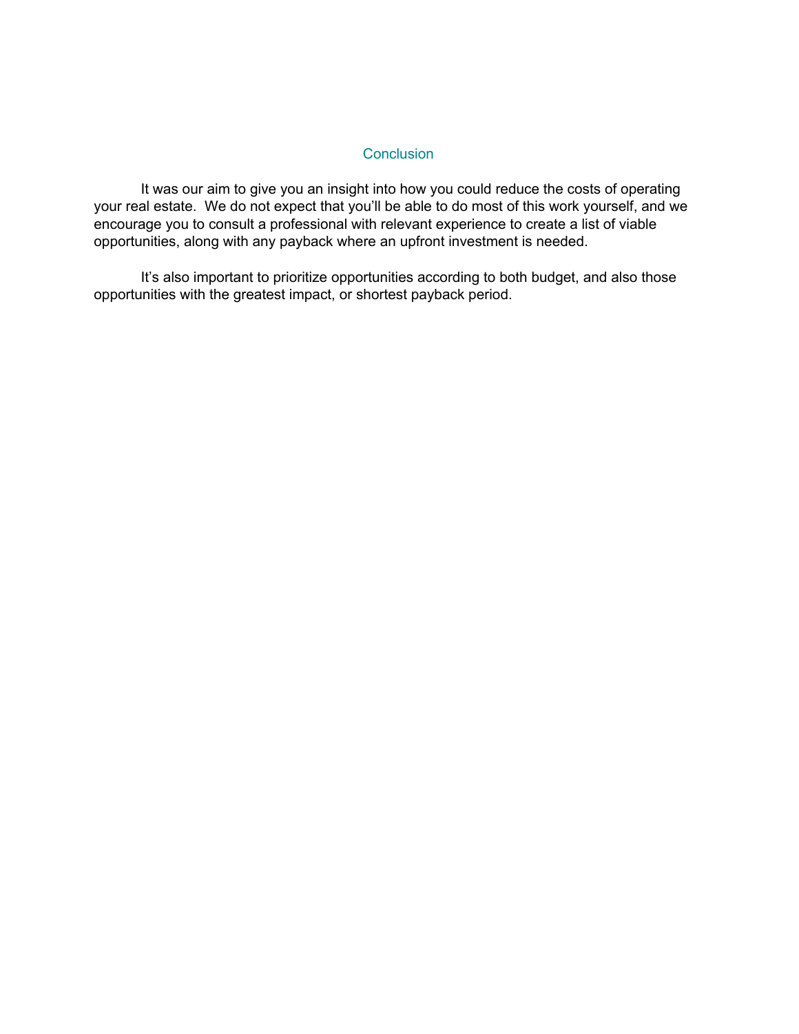## Conclusion

It was our aim to give you an insight into how you could reduce the costs of operating your real estate. We do not expect that you'll be able to do most of this work yourself, and we encourage you to consult a professional with relevant experience to create a list of viable opportunities, along with any payback where an upfront investment is needed.

It's also important to prioritize opportunities according to both budget, and also those opportunities with the greatest impact, or shortest payback period.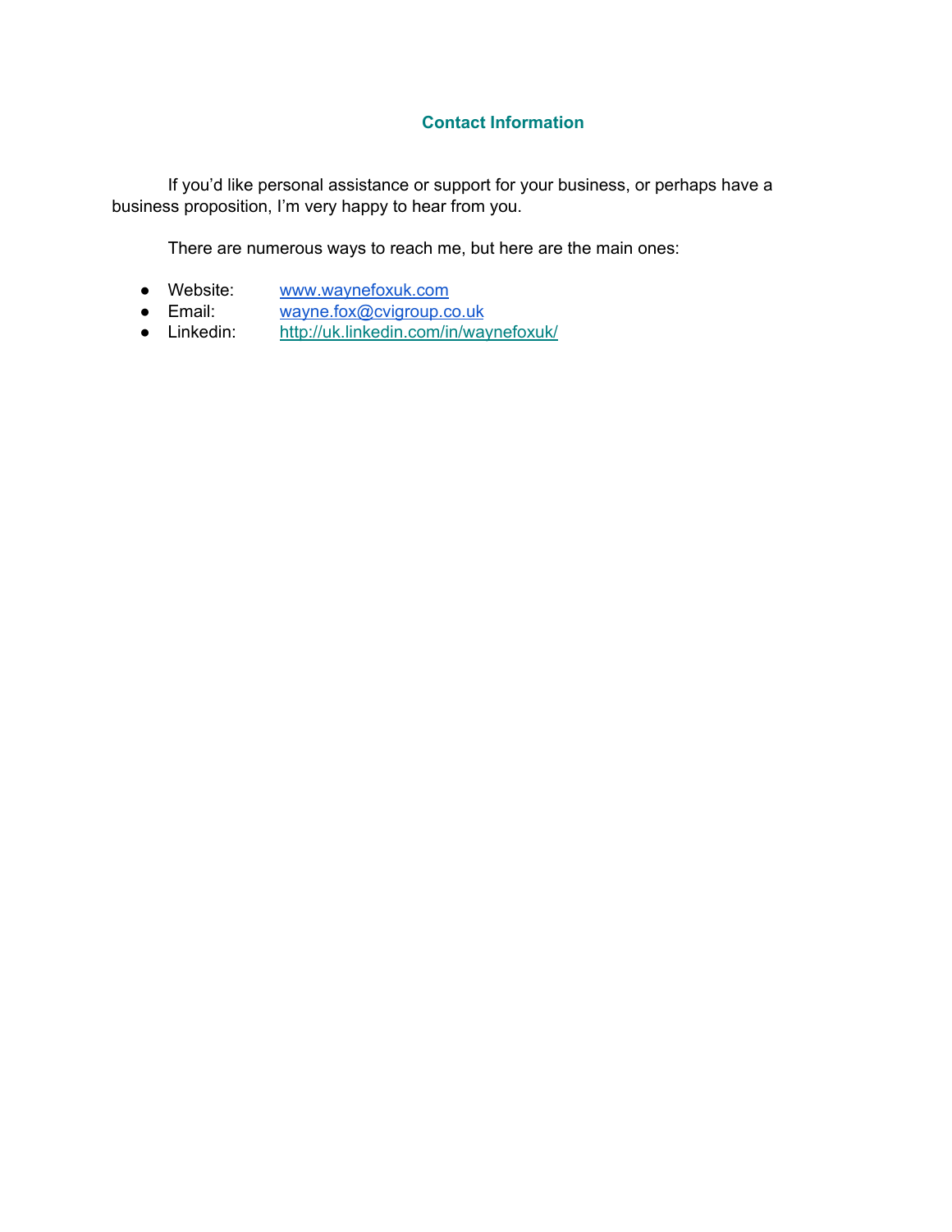## Contact Information

If you'd like personal assistance or support for your business, or perhaps have a business proposition, I'm very happy to hear from you.

There are numerous ways to reach me, but here are the main ones:

- Website: www.waynefoxuk.com
- Email: wayne.fox@cvigroup.co.uk
- Linkedin: http://uk.linkedin.com/in/waynefoxuk/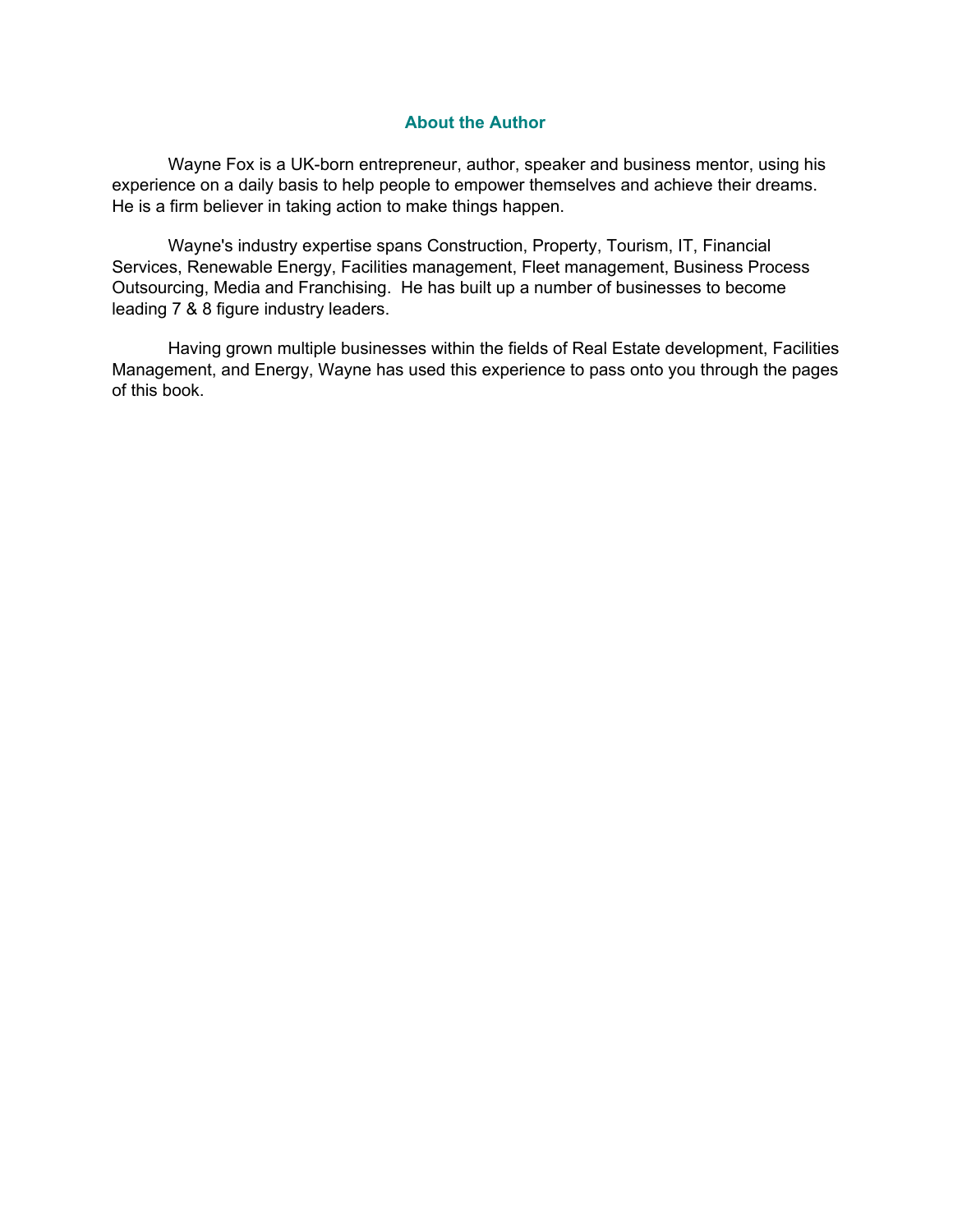## About the Author

Wayne Fox is a UK-born entrepreneur, author, speaker and business mentor, using his experience on a daily basis to help people to empower themselves and achieve their dreams. He is a firm believer in taking action to make things happen.

Wayne's industry expertise spans Construction, Property, Tourism, IT, Financial Services, Renewable Energy, Facilities management, Fleet management, Business Process Outsourcing, Media and Franchising. He has built up a number of businesses to become leading 7 & 8 figure industry leaders.

Having grown multiple businesses within the fields of Real Estate development, Facilities Management, and Energy, Wayne has used this experience to pass onto you through the pages of this book.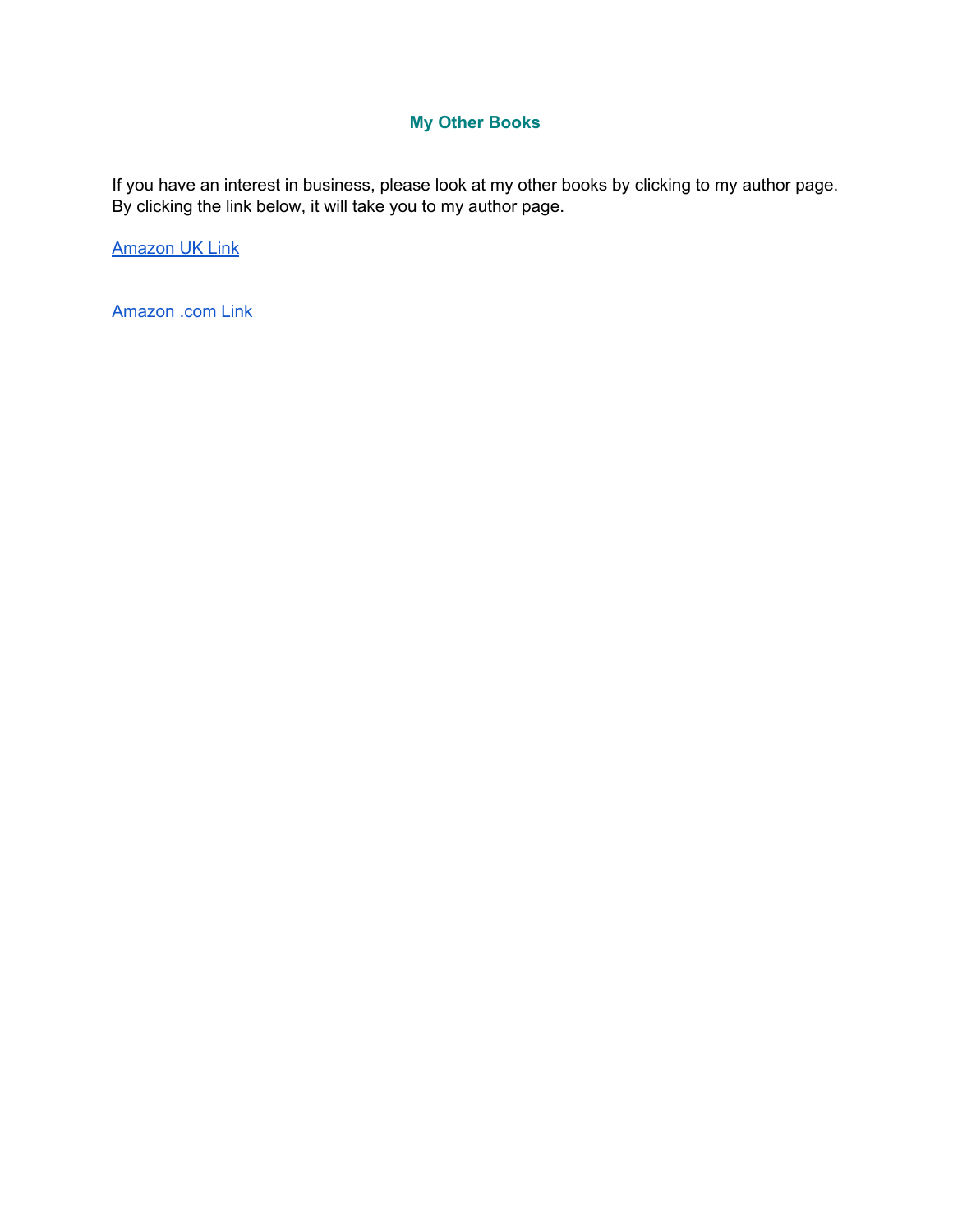## My Other Books

If you have an interest in business, please look at my other books by clicking to my author page. By clicking the link below, it will take you to my author page.

Amazon UK Link

Amazon .com Link